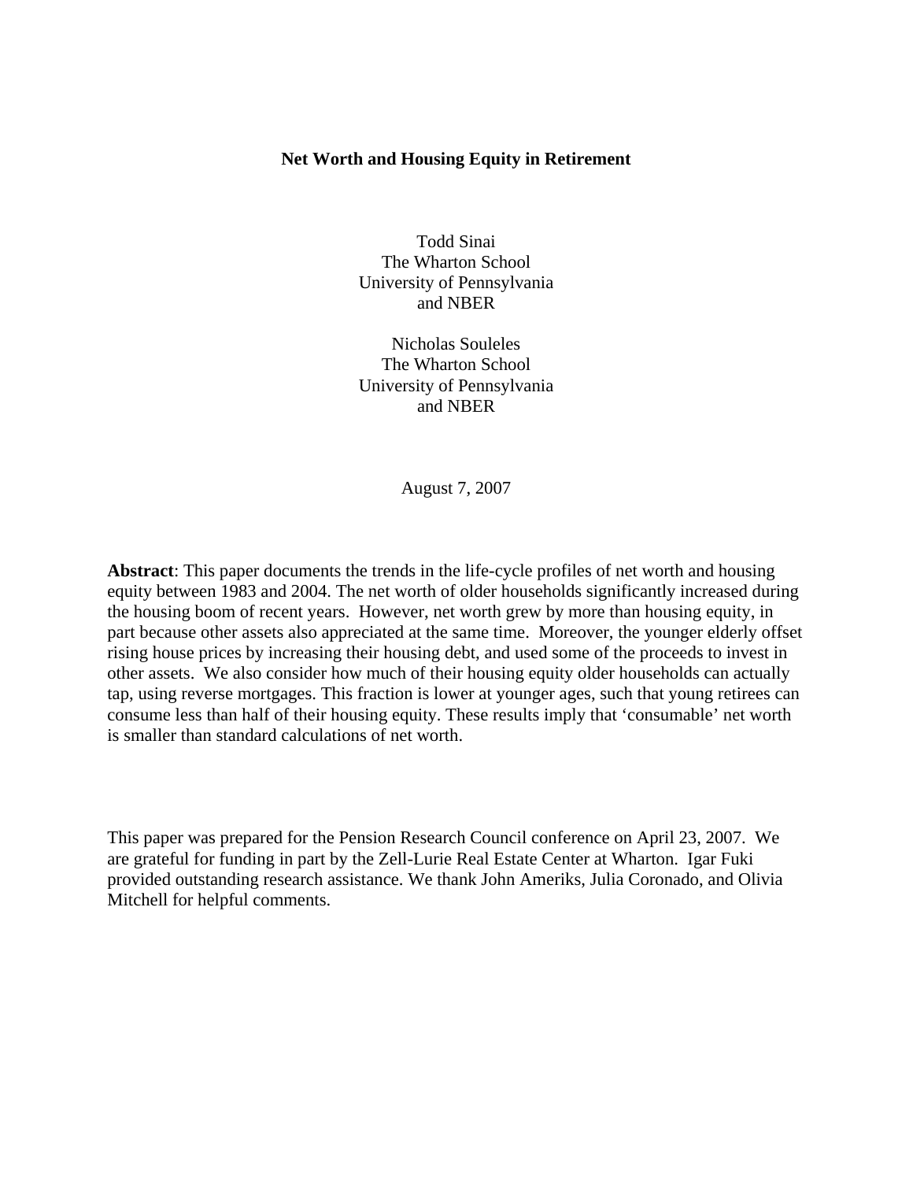# Net Worth and Housing Equity in Retirement

Todd Sinai
The Wharton School
University of Pennsylvania
and NBER

Nicholas Souleles
The Wharton School
University of Pennsylvania
and NBER

August 7, 2007

**Abstract**: This paper documents the trends in the life-cycle profiles of net worth and housing equity between 1983 and 2004. The net worth of older households significantly increased during the housing boom of recent years. However, net worth grew by more than housing equity, in part because other assets also appreciated at the same time. Moreover, the younger elderly offset rising house prices by increasing their housing debt, and used some of the proceeds to invest in other assets. We also consider how much of their housing equity older households can actually tap, using reverse mortgages. This fraction is lower at younger ages, such that young retirees can consume less than half of their housing equity. These results imply that 'consumable' net worth is smaller than standard calculations of net worth.

This paper was prepared for the Pension Research Council conference on April 23, 2007. We are grateful for funding in part by the Zell-Lurie Real Estate Center at Wharton. Igar Fuki provided outstanding research assistance. We thank John Ameriks, Julia Coronado, and Olivia Mitchell for helpful comments.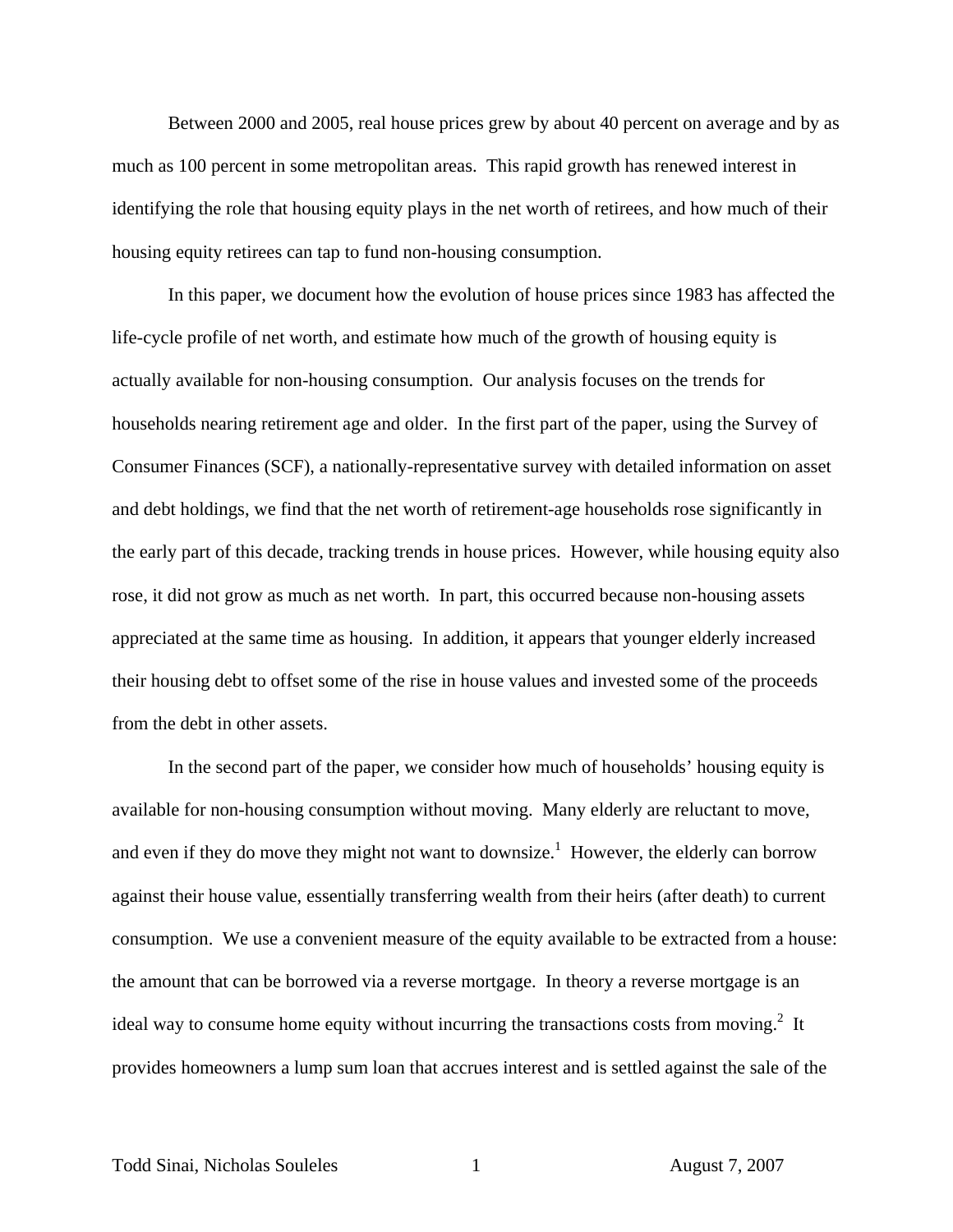Between 2000 and 2005, real house prices grew by about 40 percent on average and by as much as 100 percent in some metropolitan areas. This rapid growth has renewed interest in identifying the role that housing equity plays in the net worth of retirees, and how much of their housing equity retirees can tap to fund non-housing consumption.

In this paper, we document how the evolution of house prices since 1983 has affected the life-cycle profile of net worth, and estimate how much of the growth of housing equity is actually available for non-housing consumption. Our analysis focuses on the trends for households nearing retirement age and older. In the first part of the paper, using the Survey of Consumer Finances (SCF), a nationally-representative survey with detailed information on asset and debt holdings, we find that the net worth of retirement-age households rose significantly in the early part of this decade, tracking trends in house prices. However, while housing equity also rose, it did not grow as much as net worth. In part, this occurred because non-housing assets appreciated at the same time as housing. In addition, it appears that younger elderly increased their housing debt to offset some of the rise in house values and invested some of the proceeds from the debt in other assets.

In the second part of the paper, we consider how much of households' housing equity is available for non-housing consumption without moving. Many elderly are reluctant to move, and even if they do move they might not want to downsize.[1] However, the elderly can borrow against their house value, essentially transferring wealth from their heirs (after death) to current consumption. We use a convenient measure of the equity available to be extracted from a house: the amount that can be borrowed via a reverse mortgage. In theory a reverse mortgage is an ideal way to consume home equity without incurring the transactions costs from moving.[2] It provides homeowners a lump sum loan that accrues interest and is settled against the sale of the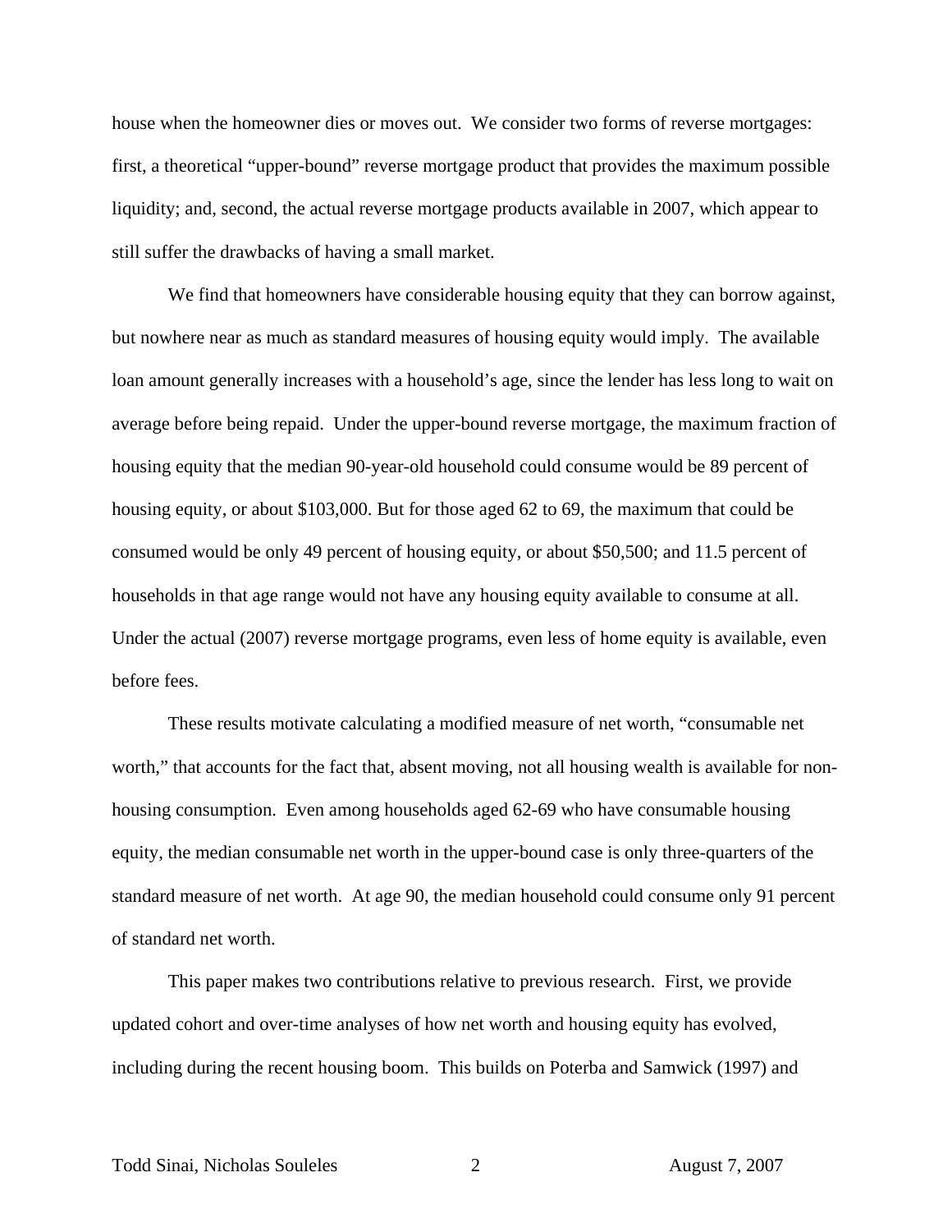house when the homeowner dies or moves out. We consider two forms of reverse mortgages: first, a theoretical "upper-bound" reverse mortgage product that provides the maximum possible liquidity; and, second, the actual reverse mortgage products available in 2007, which appear to still suffer the drawbacks of having a small market.

We find that homeowners have considerable housing equity that they can borrow against, but nowhere near as much as standard measures of housing equity would imply. The available loan amount generally increases with a household's age, since the lender has less long to wait on average before being repaid. Under the upper-bound reverse mortgage, the maximum fraction of housing equity that the median 90-year-old household could consume would be 89 percent of housing equity, or about $103,000. But for those aged 62 to 69, the maximum that could be consumed would be only 49 percent of housing equity, or about $50,500; and 11.5 percent of households in that age range would not have any housing equity available to consume at all. Under the actual (2007) reverse mortgage programs, even less of home equity is available, even before fees.

These results motivate calculating a modified measure of net worth, "consumable net worth," that accounts for the fact that, absent moving, not all housing wealth is available for non-housing consumption. Even among households aged 62-69 who have consumable housing equity, the median consumable net worth in the upper-bound case is only three-quarters of the standard measure of net worth. At age 90, the median household could consume only 91 percent of standard net worth.

This paper makes two contributions relative to previous research. First, we provide updated cohort and over-time analyses of how net worth and housing equity has evolved, including during the recent housing boom. This builds on Poterba and Samwick (1997) and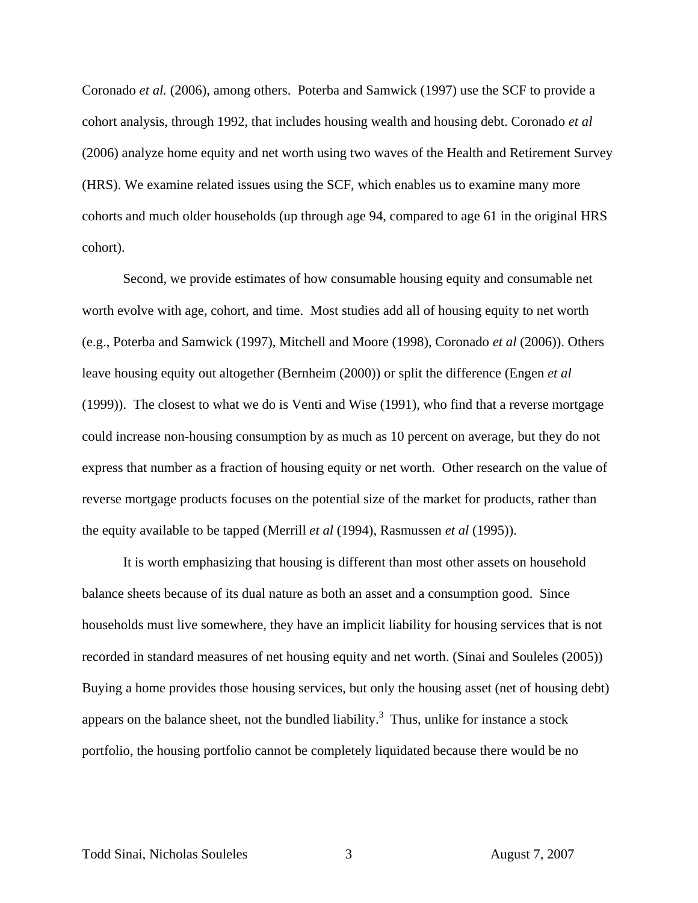Coronado *et al.* (2006), among others. Poterba and Samwick (1997) use the SCF to provide a cohort analysis, through 1992, that includes housing wealth and housing debt. Coronado *et al* (2006) analyze home equity and net worth using two waves of the Health and Retirement Survey (HRS). We examine related issues using the SCF, which enables us to examine many more cohorts and much older households (up through age 94, compared to age 61 in the original HRS cohort).

Second, we provide estimates of how consumable housing equity and consumable net worth evolve with age, cohort, and time. Most studies add all of housing equity to net worth (e.g., Poterba and Samwick (1997), Mitchell and Moore (1998), Coronado *et al* (2006)). Others leave housing equity out altogether (Bernheim (2000)) or split the difference (Engen *et al* (1999)). The closest to what we do is Venti and Wise (1991), who find that a reverse mortgage could increase non-housing consumption by as much as 10 percent on average, but they do not express that number as a fraction of housing equity or net worth. Other research on the value of reverse mortgage products focuses on the potential size of the market for products, rather than the equity available to be tapped (Merrill *et al* (1994), Rasmussen *et al* (1995)).

It is worth emphasizing that housing is different than most other assets on household balance sheets because of its dual nature as both an asset and a consumption good. Since households must live somewhere, they have an implicit liability for housing services that is not recorded in standard measures of net housing equity and net worth. (Sinai and Souleles (2005)) Buying a home provides those housing services, but only the housing asset (net of housing debt) appears on the balance sheet, not the bundled liability.[3] Thus, unlike for instance a stock portfolio, the housing portfolio cannot be completely liquidated because there would be no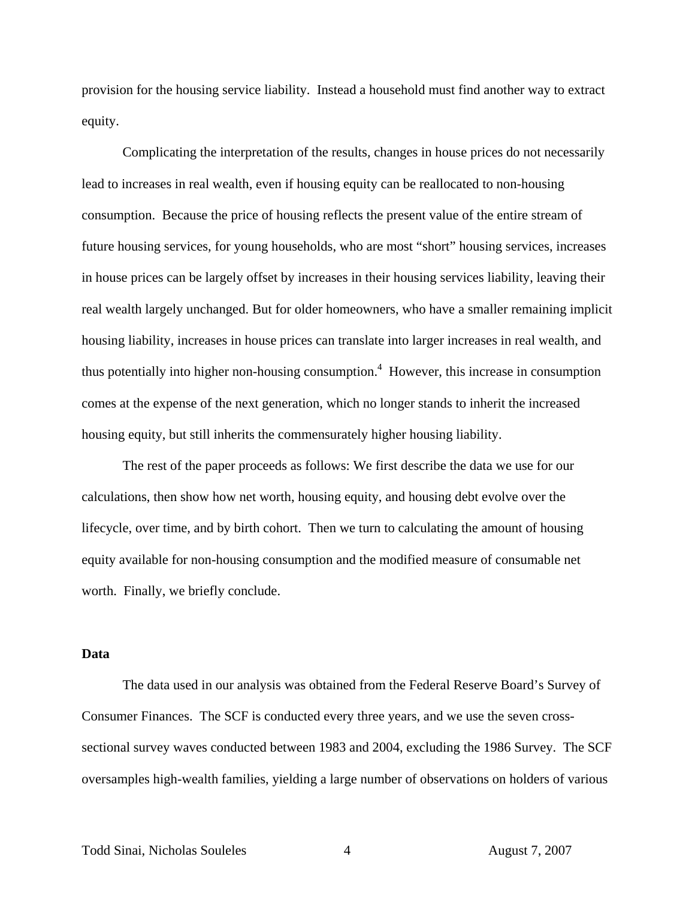provision for the housing service liability. Instead a household must find another way to extract equity.

Complicating the interpretation of the results, changes in house prices do not necessarily lead to increases in real wealth, even if housing equity can be reallocated to non-housing consumption. Because the price of housing reflects the present value of the entire stream of future housing services, for young households, who are most "short" housing services, increases in house prices can be largely offset by increases in their housing services liability, leaving their real wealth largely unchanged. But for older homeowners, who have a smaller remaining implicit housing liability, increases in house prices can translate into larger increases in real wealth, and thus potentially into higher non-housing consumption.[4] However, this increase in consumption comes at the expense of the next generation, which no longer stands to inherit the increased housing equity, but still inherits the commensurately higher housing liability.

The rest of the paper proceeds as follows: We first describe the data we use for our calculations, then show how net worth, housing equity, and housing debt evolve over the lifecycle, over time, and by birth cohort. Then we turn to calculating the amount of housing equity available for non-housing consumption and the modified measure of consumable net worth. Finally, we briefly conclude.

**Data**

The data used in our analysis was obtained from the Federal Reserve Board's Survey of Consumer Finances. The SCF is conducted every three years, and we use the seven cross-sectional survey waves conducted between 1983 and 2004, excluding the 1986 Survey. The SCF oversamples high-wealth families, yielding a large number of observations on holders of various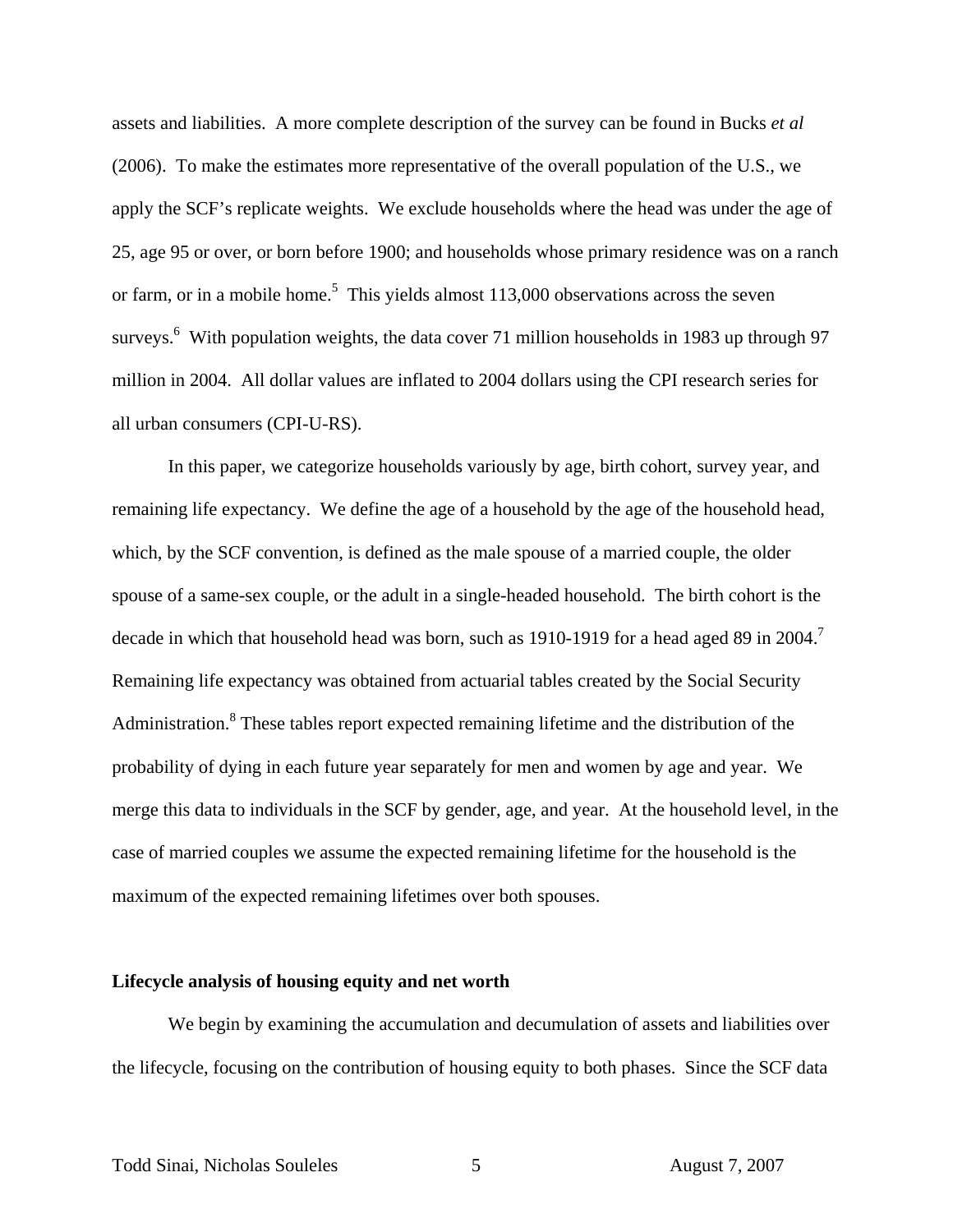assets and liabilities. A more complete description of the survey can be found in Bucks *et al* (2006). To make the estimates more representative of the overall population of the U.S., we apply the SCF's replicate weights. We exclude households where the head was under the age of 25, age 95 or over, or born before 1900; and households whose primary residence was on a ranch or farm, or in a mobile home.[5] This yields almost 113,000 observations across the seven surveys.[6] With population weights, the data cover 71 million households in 1983 up through 97 million in 2004. All dollar values are inflated to 2004 dollars using the CPI research series for all urban consumers (CPI-U-RS).

In this paper, we categorize households variously by age, birth cohort, survey year, and remaining life expectancy. We define the age of a household by the age of the household head, which, by the SCF convention, is defined as the male spouse of a married couple, the older spouse of a same-sex couple, or the adult in a single-headed household. The birth cohort is the decade in which that household head was born, such as 1910-1919 for a head aged 89 in 2004.[7] Remaining life expectancy was obtained from actuarial tables created by the Social Security Administration.[8] These tables report expected remaining lifetime and the distribution of the probability of dying in each future year separately for men and women by age and year. We merge this data to individuals in the SCF by gender, age, and year. At the household level, in the case of married couples we assume the expected remaining lifetime for the household is the maximum of the expected remaining lifetimes over both spouses.

**Lifecycle analysis of housing equity and net worth**

We begin by examining the accumulation and decumulation of assets and liabilities over the lifecycle, focusing on the contribution of housing equity to both phases. Since the SCF data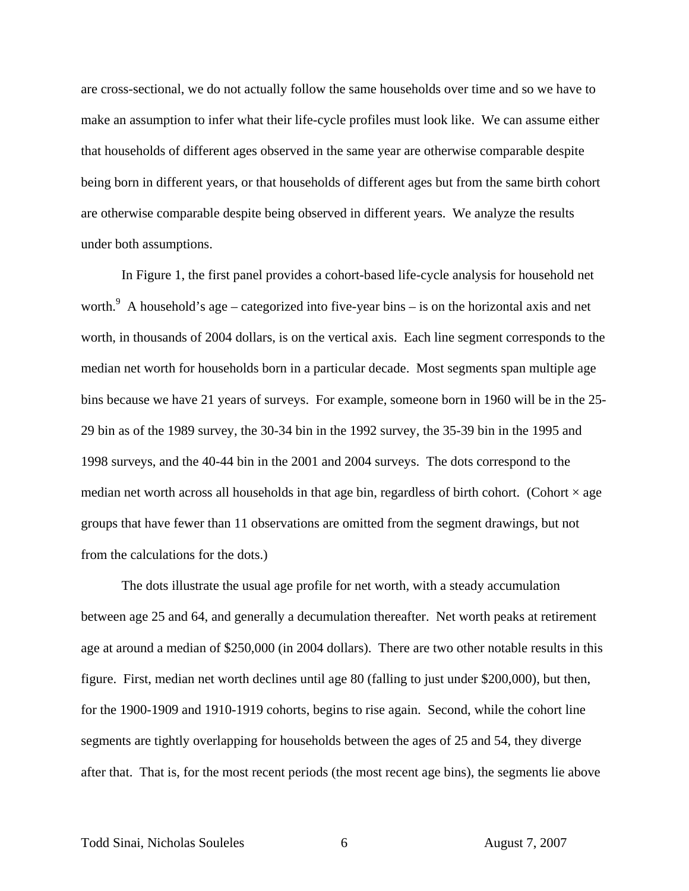are cross-sectional, we do not actually follow the same households over time and so we have to make an assumption to infer what their life-cycle profiles must look like. We can assume either that households of different ages observed in the same year are otherwise comparable despite being born in different years, or that households of different ages but from the same birth cohort are otherwise comparable despite being observed in different years. We analyze the results under both assumptions.

In Figure 1, the first panel provides a cohort-based life-cycle analysis for household net worth.[9] A household's age – categorized into five-year bins – is on the horizontal axis and net worth, in thousands of 2004 dollars, is on the vertical axis. Each line segment corresponds to the median net worth for households born in a particular decade. Most segments span multiple age bins because we have 21 years of surveys. For example, someone born in 1960 will be in the 25-29 bin as of the 1989 survey, the 30-34 bin in the 1992 survey, the 35-39 bin in the 1995 and 1998 surveys, and the 40-44 bin in the 2001 and 2004 surveys. The dots correspond to the median net worth across all households in that age bin, regardless of birth cohort. (Cohort × age groups that have fewer than 11 observations are omitted from the segment drawings, but not from the calculations for the dots.)

The dots illustrate the usual age profile for net worth, with a steady accumulation between age 25 and 64, and generally a decumulation thereafter. Net worth peaks at retirement age at around a median of $250,000 (in 2004 dollars). There are two other notable results in this figure. First, median net worth declines until age 80 (falling to just under $200,000), but then, for the 1900-1909 and 1910-1919 cohorts, begins to rise again. Second, while the cohort line segments are tightly overlapping for households between the ages of 25 and 54, they diverge after that. That is, for the most recent periods (the most recent age bins), the segments lie above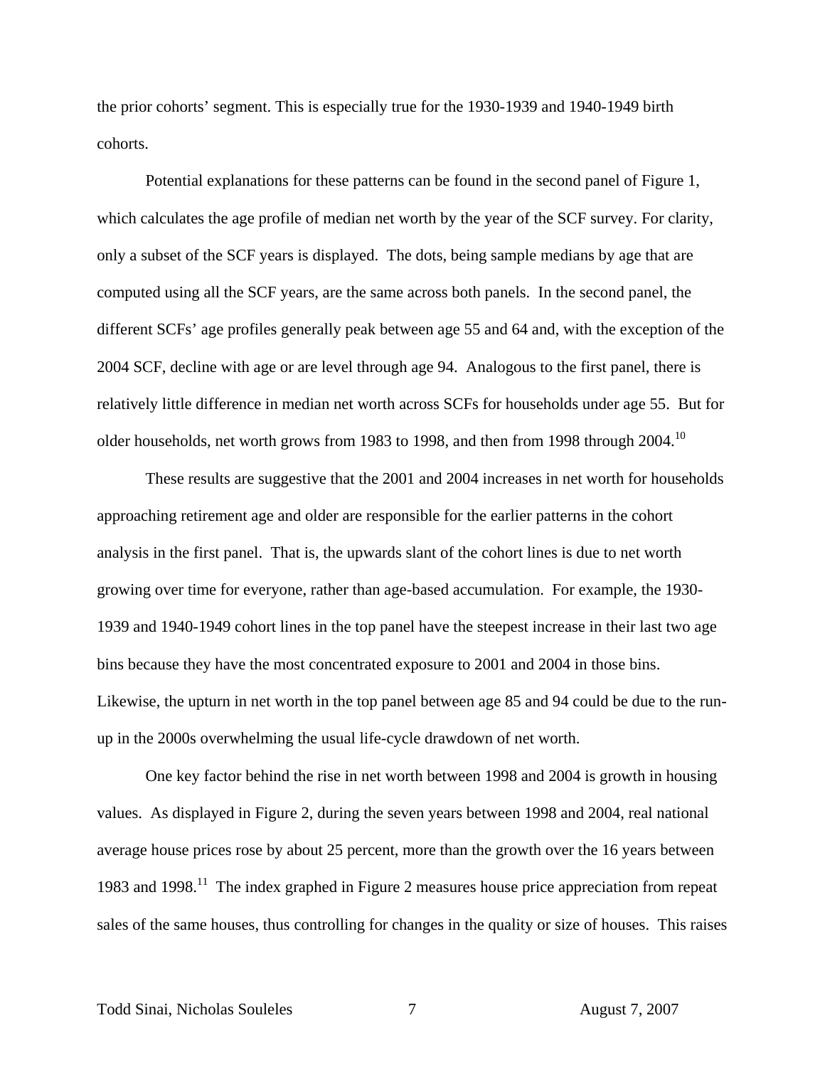the prior cohorts' segment. This is especially true for the 1930-1939 and 1940-1949 birth cohorts.

Potential explanations for these patterns can be found in the second panel of Figure 1, which calculates the age profile of median net worth by the year of the SCF survey. For clarity, only a subset of the SCF years is displayed. The dots, being sample medians by age that are computed using all the SCF years, are the same across both panels. In the second panel, the different SCFs' age profiles generally peak between age 55 and 64 and, with the exception of the 2004 SCF, decline with age or are level through age 94. Analogous to the first panel, there is relatively little difference in median net worth across SCFs for households under age 55. But for older households, net worth grows from 1983 to 1998, and then from 1998 through 2004.[10]

These results are suggestive that the 2001 and 2004 increases in net worth for households approaching retirement age and older are responsible for the earlier patterns in the cohort analysis in the first panel. That is, the upwards slant of the cohort lines is due to net worth growing over time for everyone, rather than age-based accumulation. For example, the 1930-1939 and 1940-1949 cohort lines in the top panel have the steepest increase in their last two age bins because they have the most concentrated exposure to 2001 and 2004 in those bins. Likewise, the upturn in net worth in the top panel between age 85 and 94 could be due to the run-up in the 2000s overwhelming the usual life-cycle drawdown of net worth.

One key factor behind the rise in net worth between 1998 and 2004 is growth in housing values. As displayed in Figure 2, during the seven years between 1998 and 2004, real national average house prices rose by about 25 percent, more than the growth over the 16 years between 1983 and 1998.[11] The index graphed in Figure 2 measures house price appreciation from repeat sales of the same houses, thus controlling for changes in the quality or size of houses. This raises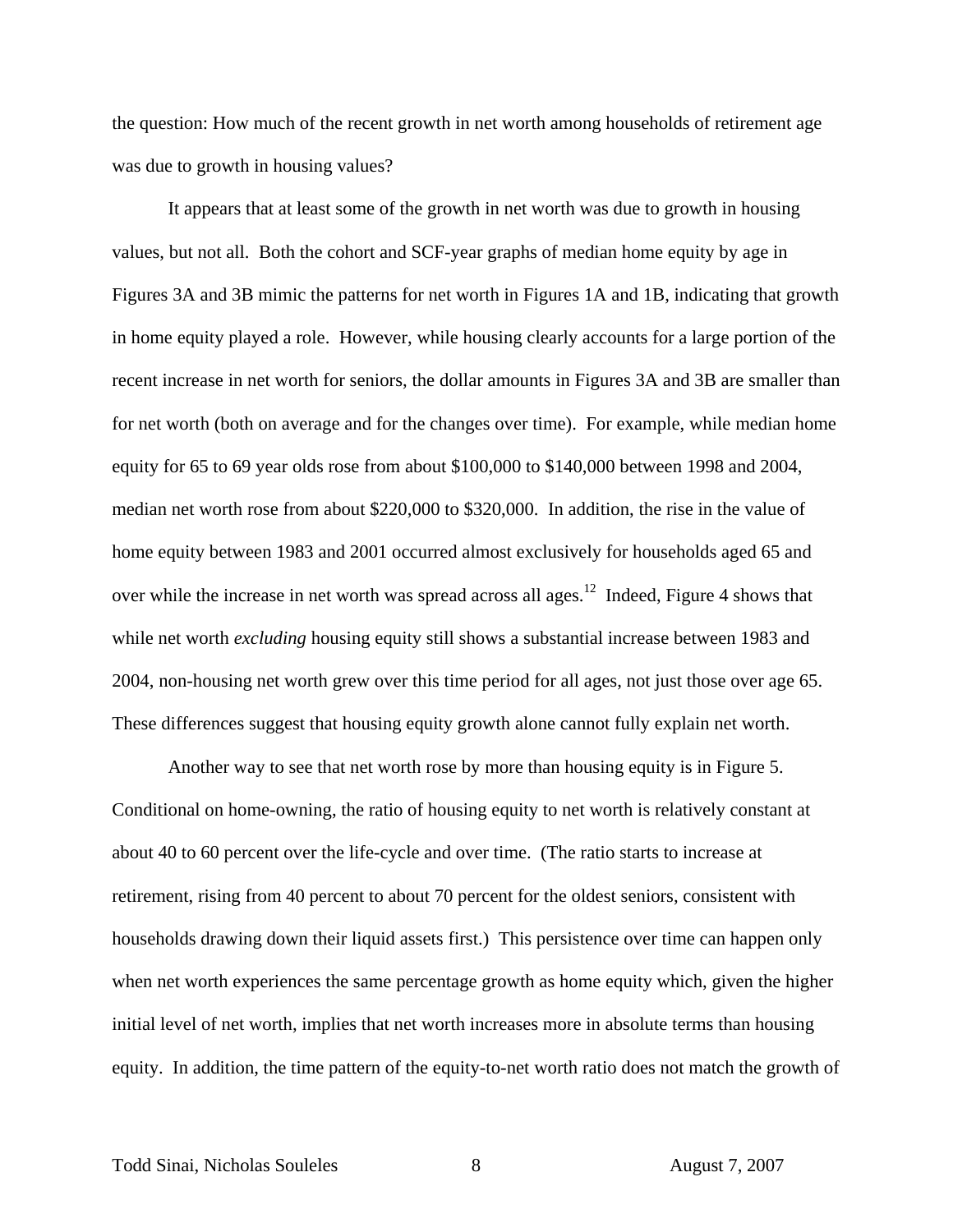the question: How much of the recent growth in net worth among households of retirement age was due to growth in housing values?

It appears that at least some of the growth in net worth was due to growth in housing values, but not all. Both the cohort and SCF-year graphs of median home equity by age in Figures 3A and 3B mimic the patterns for net worth in Figures 1A and 1B, indicating that growth in home equity played a role. However, while housing clearly accounts for a large portion of the recent increase in net worth for seniors, the dollar amounts in Figures 3A and 3B are smaller than for net worth (both on average and for the changes over time). For example, while median home equity for 65 to 69 year olds rose from about $100,000 to $140,000 between 1998 and 2004, median net worth rose from about $220,000 to $320,000. In addition, the rise in the value of home equity between 1983 and 2001 occurred almost exclusively for households aged 65 and over while the increase in net worth was spread across all ages.[12] Indeed, Figure 4 shows that while net worth *excluding* housing equity still shows a substantial increase between 1983 and 2004, non-housing net worth grew over this time period for all ages, not just those over age 65. These differences suggest that housing equity growth alone cannot fully explain net worth.

Another way to see that net worth rose by more than housing equity is in Figure 5. Conditional on home-owning, the ratio of housing equity to net worth is relatively constant at about 40 to 60 percent over the life-cycle and over time. (The ratio starts to increase at retirement, rising from 40 percent to about 70 percent for the oldest seniors, consistent with households drawing down their liquid assets first.) This persistence over time can happen only when net worth experiences the same percentage growth as home equity which, given the higher initial level of net worth, implies that net worth increases more in absolute terms than housing equity. In addition, the time pattern of the equity-to-net worth ratio does not match the growth of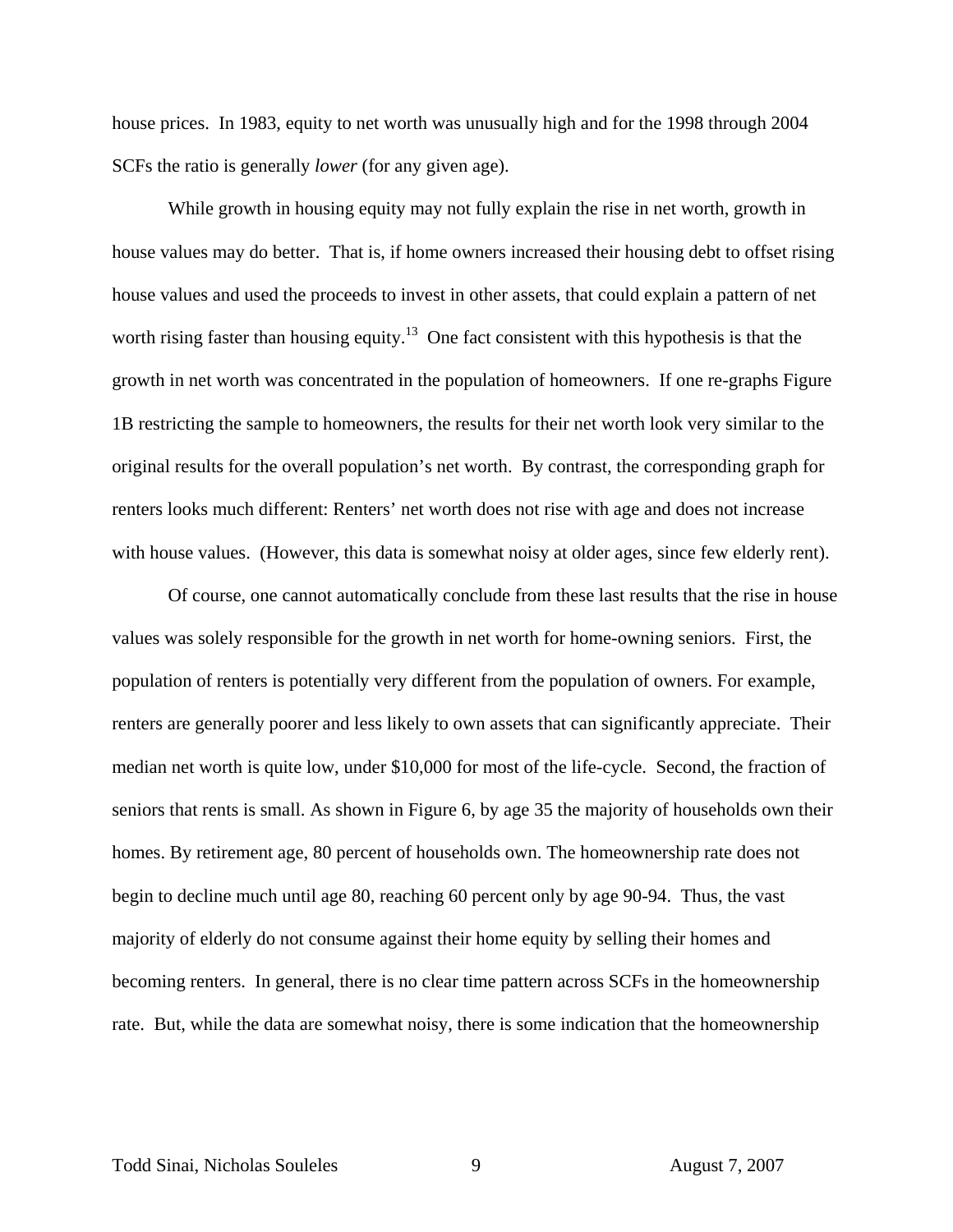house prices. In 1983, equity to net worth was unusually high and for the 1998 through 2004 SCFs the ratio is generally *lower* (for any given age).

While growth in housing equity may not fully explain the rise in net worth, growth in house values may do better. That is, if home owners increased their housing debt to offset rising house values and used the proceeds to invest in other assets, that could explain a pattern of net worth rising faster than housing equity.[13] One fact consistent with this hypothesis is that the growth in net worth was concentrated in the population of homeowners. If one re-graphs Figure 1B restricting the sample to homeowners, the results for their net worth look very similar to the original results for the overall population's net worth. By contrast, the corresponding graph for renters looks much different: Renters' net worth does not rise with age and does not increase with house values. (However, this data is somewhat noisy at older ages, since few elderly rent).

Of course, one cannot automatically conclude from these last results that the rise in house values was solely responsible for the growth in net worth for home-owning seniors. First, the population of renters is potentially very different from the population of owners. For example, renters are generally poorer and less likely to own assets that can significantly appreciate. Their median net worth is quite low, under $10,000 for most of the life-cycle. Second, the fraction of seniors that rents is small. As shown in Figure 6, by age 35 the majority of households own their homes. By retirement age, 80 percent of households own. The homeownership rate does not begin to decline much until age 80, reaching 60 percent only by age 90-94. Thus, the vast majority of elderly do not consume against their home equity by selling their homes and becoming renters. In general, there is no clear time pattern across SCFs in the homeownership rate. But, while the data are somewhat noisy, there is some indication that the homeownership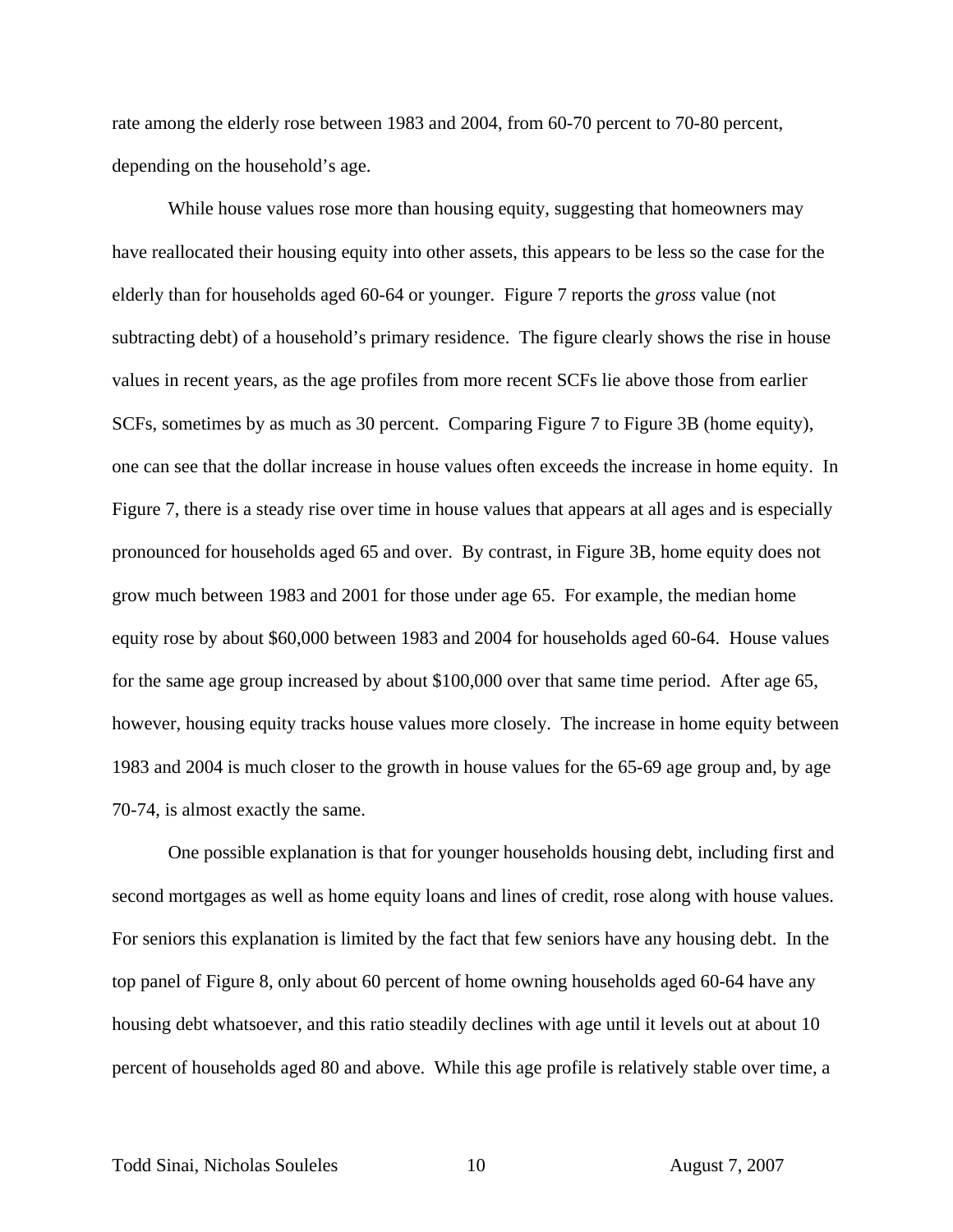rate among the elderly rose between 1983 and 2004, from 60-70 percent to 70-80 percent, depending on the household's age.

While house values rose more than housing equity, suggesting that homeowners may have reallocated their housing equity into other assets, this appears to be less so the case for the elderly than for households aged 60-64 or younger. Figure 7 reports the *gross* value (not subtracting debt) of a household's primary residence. The figure clearly shows the rise in house values in recent years, as the age profiles from more recent SCFs lie above those from earlier SCFs, sometimes by as much as 30 percent. Comparing Figure 7 to Figure 3B (home equity), one can see that the dollar increase in house values often exceeds the increase in home equity. In Figure 7, there is a steady rise over time in house values that appears at all ages and is especially pronounced for households aged 65 and over. By contrast, in Figure 3B, home equity does not grow much between 1983 and 2001 for those under age 65. For example, the median home equity rose by about $60,000 between 1983 and 2004 for households aged 60-64. House values for the same age group increased by about $100,000 over that same time period. After age 65, however, housing equity tracks house values more closely. The increase in home equity between 1983 and 2004 is much closer to the growth in house values for the 65-69 age group and, by age 70-74, is almost exactly the same.

One possible explanation is that for younger households housing debt, including first and second mortgages as well as home equity loans and lines of credit, rose along with house values. For seniors this explanation is limited by the fact that few seniors have any housing debt. In the top panel of Figure 8, only about 60 percent of home owning households aged 60-64 have any housing debt whatsoever, and this ratio steadily declines with age until it levels out at about 10 percent of households aged 80 and above. While this age profile is relatively stable over time, a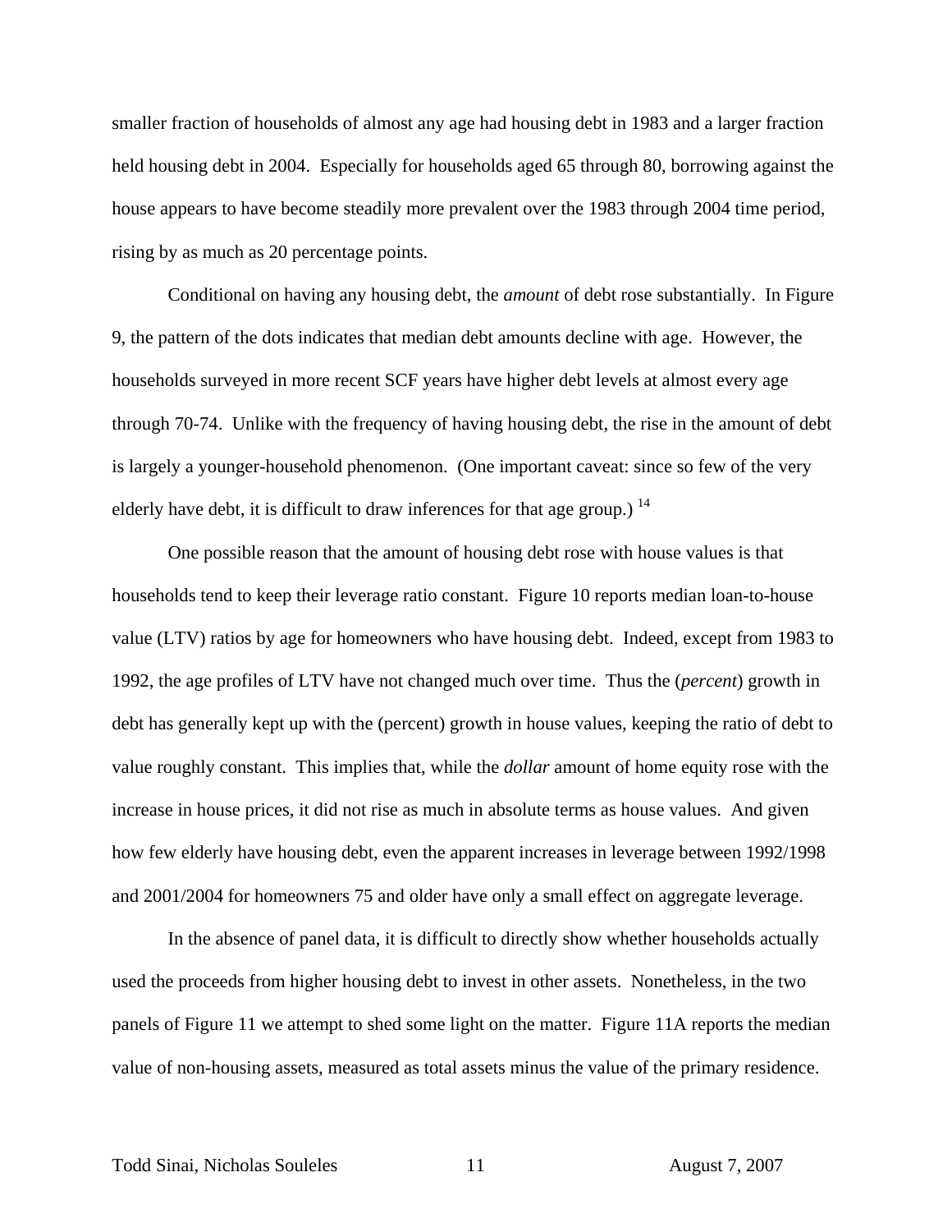smaller fraction of households of almost any age had housing debt in 1983 and a larger fraction held housing debt in 2004. Especially for households aged 65 through 80, borrowing against the house appears to have become steadily more prevalent over the 1983 through 2004 time period, rising by as much as 20 percentage points.

Conditional on having any housing debt, the *amount* of debt rose substantially. In Figure 9, the pattern of the dots indicates that median debt amounts decline with age. However, the households surveyed in more recent SCF years have higher debt levels at almost every age through 70-74. Unlike with the frequency of having housing debt, the rise in the amount of debt is largely a younger-household phenomenon. (One important caveat: since so few of the very elderly have debt, it is difficult to draw inferences for that age group.) [14]

One possible reason that the amount of housing debt rose with house values is that households tend to keep their leverage ratio constant. Figure 10 reports median loan-to-house value (LTV) ratios by age for homeowners who have housing debt. Indeed, except from 1983 to 1992, the age profiles of LTV have not changed much over time. Thus the (*percent*) growth in debt has generally kept up with the (percent) growth in house values, keeping the ratio of debt to value roughly constant. This implies that, while the *dollar* amount of home equity rose with the increase in house prices, it did not rise as much in absolute terms as house values. And given how few elderly have housing debt, even the apparent increases in leverage between 1992/1998 and 2001/2004 for homeowners 75 and older have only a small effect on aggregate leverage.

In the absence of panel data, it is difficult to directly show whether households actually used the proceeds from higher housing debt to invest in other assets. Nonetheless, in the two panels of Figure 11 we attempt to shed some light on the matter. Figure 11A reports the median value of non-housing assets, measured as total assets minus the value of the primary residence.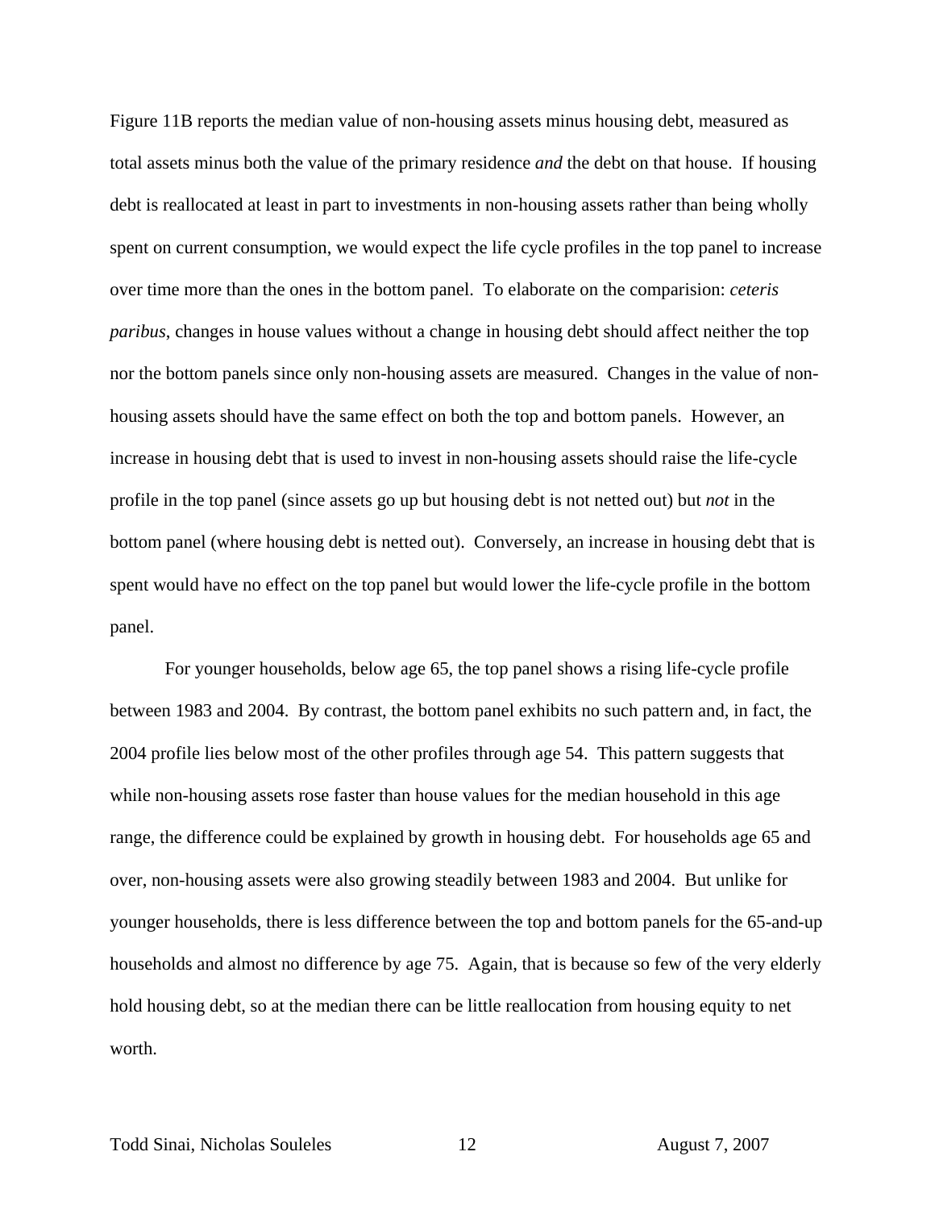Figure 11B reports the median value of non-housing assets minus housing debt, measured as total assets minus both the value of the primary residence *and* the debt on that house. If housing debt is reallocated at least in part to investments in non-housing assets rather than being wholly spent on current consumption, we would expect the life cycle profiles in the top panel to increase over time more than the ones in the bottom panel. To elaborate on the comparision: *ceteris paribus*, changes in house values without a change in housing debt should affect neither the top nor the bottom panels since only non-housing assets are measured. Changes in the value of non-housing assets should have the same effect on both the top and bottom panels. However, an increase in housing debt that is used to invest in non-housing assets should raise the life-cycle profile in the top panel (since assets go up but housing debt is not netted out) but *not* in the bottom panel (where housing debt is netted out). Conversely, an increase in housing debt that is spent would have no effect on the top panel but would lower the life-cycle profile in the bottom panel.

For younger households, below age 65, the top panel shows a rising life-cycle profile between 1983 and 2004. By contrast, the bottom panel exhibits no such pattern and, in fact, the 2004 profile lies below most of the other profiles through age 54. This pattern suggests that while non-housing assets rose faster than house values for the median household in this age range, the difference could be explained by growth in housing debt. For households age 65 and over, non-housing assets were also growing steadily between 1983 and 2004. But unlike for younger households, there is less difference between the top and bottom panels for the 65-and-up households and almost no difference by age 75. Again, that is because so few of the very elderly hold housing debt, so at the median there can be little reallocation from housing equity to net worth.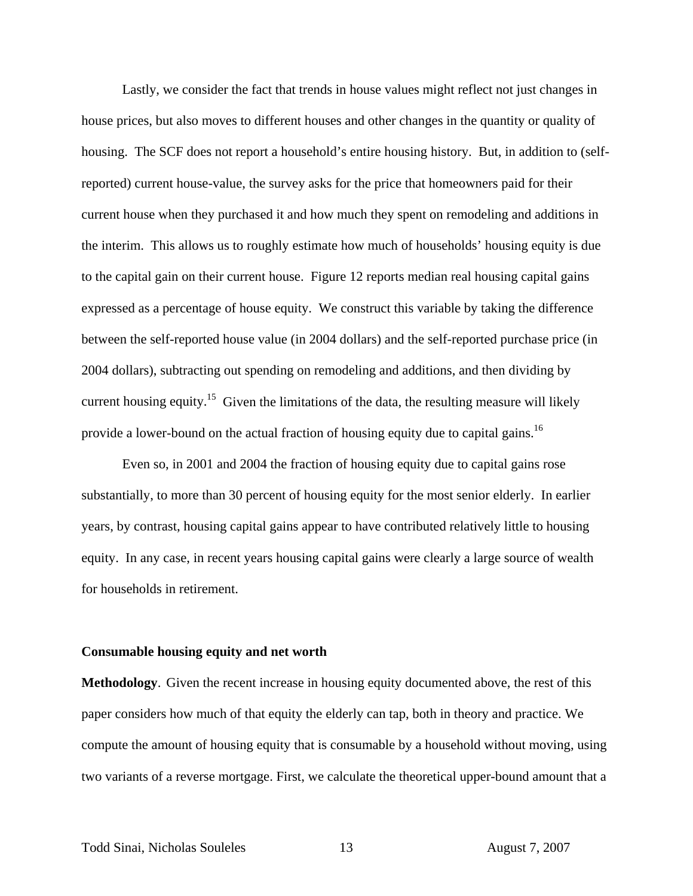Lastly, we consider the fact that trends in house values might reflect not just changes in house prices, but also moves to different houses and other changes in the quantity or quality of housing. The SCF does not report a household's entire housing history. But, in addition to (self-reported) current house-value, the survey asks for the price that homeowners paid for their current house when they purchased it and how much they spent on remodeling and additions in the interim. This allows us to roughly estimate how much of households' housing equity is due to the capital gain on their current house. Figure 12 reports median real housing capital gains expressed as a percentage of house equity. We construct this variable by taking the difference between the self-reported house value (in 2004 dollars) and the self-reported purchase price (in 2004 dollars), subtracting out spending on remodeling and additions, and then dividing by current housing equity.[15] Given the limitations of the data, the resulting measure will likely provide a lower-bound on the actual fraction of housing equity due to capital gains.[16]

Even so, in 2001 and 2004 the fraction of housing equity due to capital gains rose substantially, to more than 30 percent of housing equity for the most senior elderly. In earlier years, by contrast, housing capital gains appear to have contributed relatively little to housing equity. In any case, in recent years housing capital gains were clearly a large source of wealth for households in retirement.

### Consumable housing equity and net worth

**Methodology**. Given the recent increase in housing equity documented above, the rest of this paper considers how much of that equity the elderly can tap, both in theory and practice. We compute the amount of housing equity that is consumable by a household without moving, using two variants of a reverse mortgage. First, we calculate the theoretical upper-bound amount that a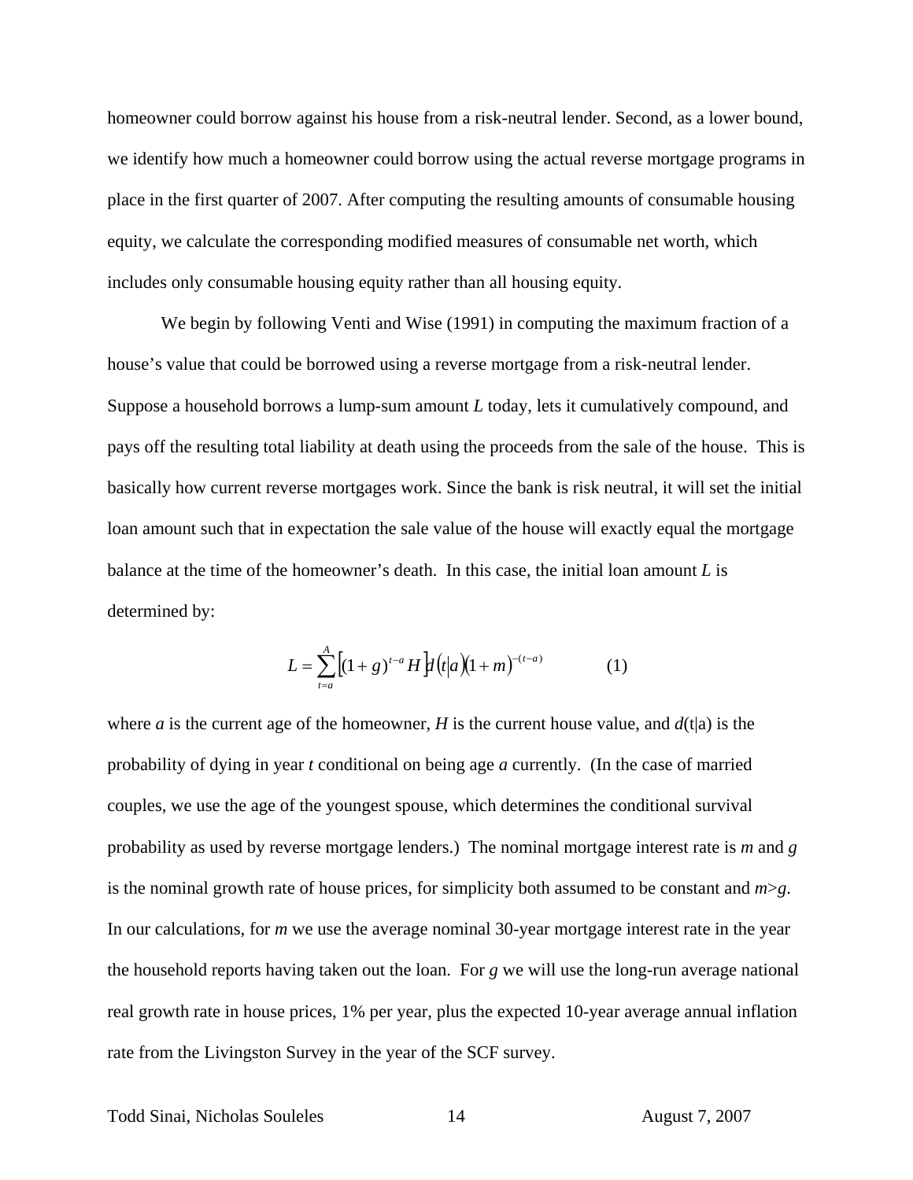homeowner could borrow against his house from a risk-neutral lender. Second, as a lower bound, we identify how much a homeowner could borrow using the actual reverse mortgage programs in place in the first quarter of 2007. After computing the resulting amounts of consumable housing equity, we calculate the corresponding modified measures of consumable net worth, which includes only consumable housing equity rather than all housing equity.

We begin by following Venti and Wise (1991) in computing the maximum fraction of a house's value that could be borrowed using a reverse mortgage from a risk-neutral lender. Suppose a household borrows a lump-sum amount *L* today, lets it cumulatively compound, and pays off the resulting total liability at death using the proceeds from the sale of the house. This is basically how current reverse mortgages work. Since the bank is risk neutral, it will set the initial loan amount such that in expectation the sale value of the house will exactly equal the mortgage balance at the time of the homeowner's death. In this case, the initial loan amount *L* is determined by:

$$L = \sum_{t=a}^{A} \left[ (1+g)^{t-a} H \right] d(t|a)(1+m)^{-(t-a)} \qquad (1)$$

where *a* is the current age of the homeowner, *H* is the current house value, and $d(t|a)$ is the probability of dying in year *t* conditional on being age *a* currently. (In the case of married couples, we use the age of the youngest spouse, which determines the conditional survival probability as used by reverse mortgage lenders.) The nominal mortgage interest rate is *m* and *g* is the nominal growth rate of house prices, for simplicity both assumed to be constant and $m>g$. In our calculations, for *m* we use the average nominal 30-year mortgage interest rate in the year the household reports having taken out the loan. For *g* we will use the long-run average national real growth rate in house prices, 1% per year, plus the expected 10-year average annual inflation rate from the Livingston Survey in the year of the SCF survey.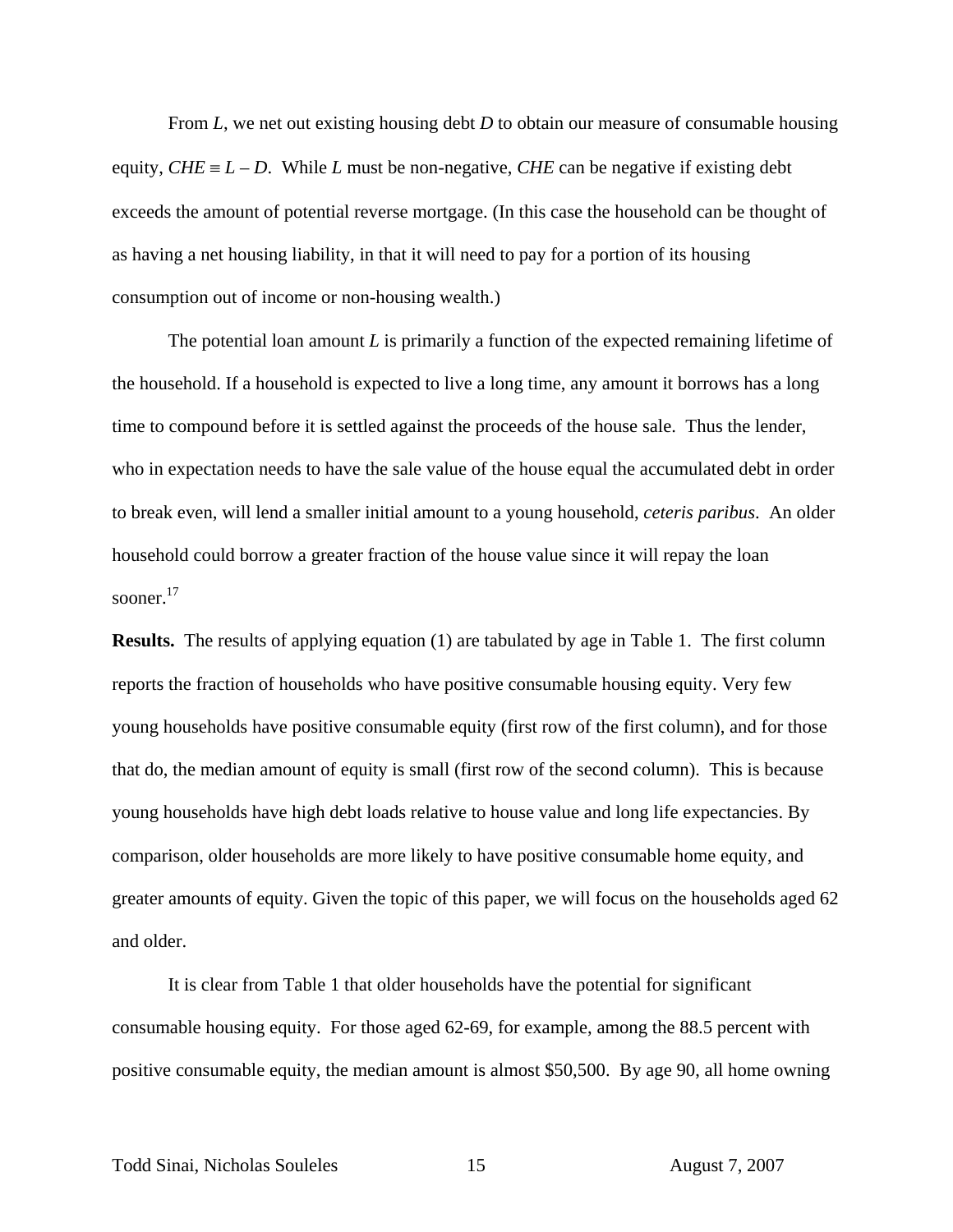From $L$, we net out existing housing debt $D$ to obtain our measure of consumable housing equity, $CHE \equiv L - D$. While $L$ must be non-negative, $CHE$ can be negative if existing debt exceeds the amount of potential reverse mortgage. (In this case the household can be thought of as having a net housing liability, in that it will need to pay for a portion of its housing consumption out of income or non-housing wealth.)

The potential loan amount $L$ is primarily a function of the expected remaining lifetime of the household. If a household is expected to live a long time, any amount it borrows has a long time to compound before it is settled against the proceeds of the house sale. Thus the lender, who in expectation needs to have the sale value of the house equal the accumulated debt in order to break even, will lend a smaller initial amount to a young household, *ceteris paribus*. An older household could borrow a greater fraction of the house value since it will repay the loan sooner.[17]

**Results.** The results of applying equation (1) are tabulated by age in Table 1. The first column reports the fraction of households who have positive consumable housing equity. Very few young households have positive consumable equity (first row of the first column), and for those that do, the median amount of equity is small (first row of the second column). This is because young households have high debt loads relative to house value and long life expectancies. By comparison, older households are more likely to have positive consumable home equity, and greater amounts of equity. Given the topic of this paper, we will focus on the households aged 62 and older.

It is clear from Table 1 that older households have the potential for significant consumable housing equity. For those aged 62-69, for example, among the 88.5 percent with positive consumable equity, the median amount is almost $50,500. By age 90, all home owning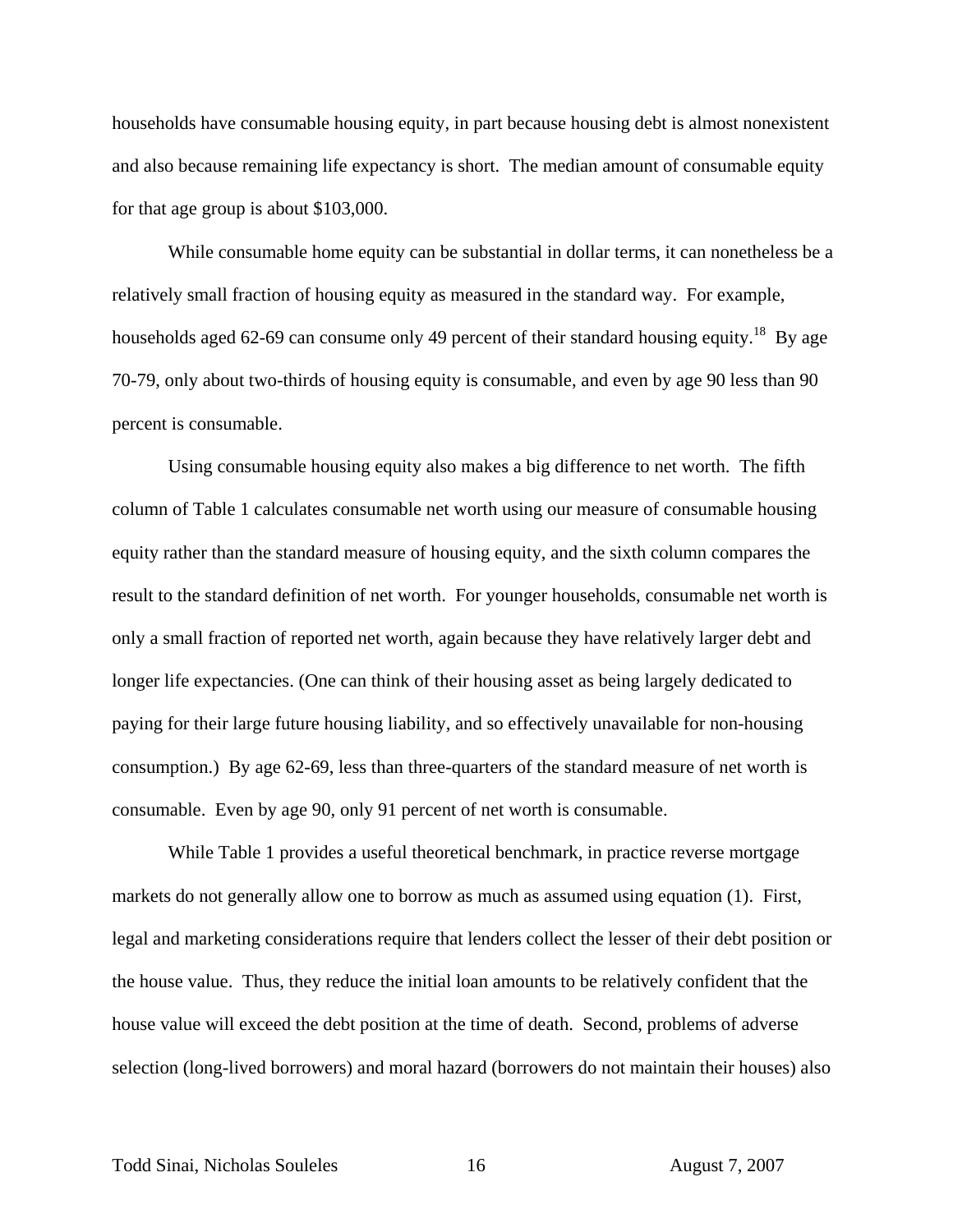households have consumable housing equity, in part because housing debt is almost nonexistent and also because remaining life expectancy is short. The median amount of consumable equity for that age group is about $103,000.

While consumable home equity can be substantial in dollar terms, it can nonetheless be a relatively small fraction of housing equity as measured in the standard way. For example, households aged 62-69 can consume only 49 percent of their standard housing equity.[18] By age 70-79, only about two-thirds of housing equity is consumable, and even by age 90 less than 90 percent is consumable.

Using consumable housing equity also makes a big difference to net worth. The fifth column of Table 1 calculates consumable net worth using our measure of consumable housing equity rather than the standard measure of housing equity, and the sixth column compares the result to the standard definition of net worth. For younger households, consumable net worth is only a small fraction of reported net worth, again because they have relatively larger debt and longer life expectancies. (One can think of their housing asset as being largely dedicated to paying for their large future housing liability, and so effectively unavailable for non-housing consumption.) By age 62-69, less than three-quarters of the standard measure of net worth is consumable. Even by age 90, only 91 percent of net worth is consumable.

While Table 1 provides a useful theoretical benchmark, in practice reverse mortgage markets do not generally allow one to borrow as much as assumed using equation (1). First, legal and marketing considerations require that lenders collect the lesser of their debt position or the house value. Thus, they reduce the initial loan amounts to be relatively confident that the house value will exceed the debt position at the time of death. Second, problems of adverse selection (long-lived borrowers) and moral hazard (borrowers do not maintain their houses) also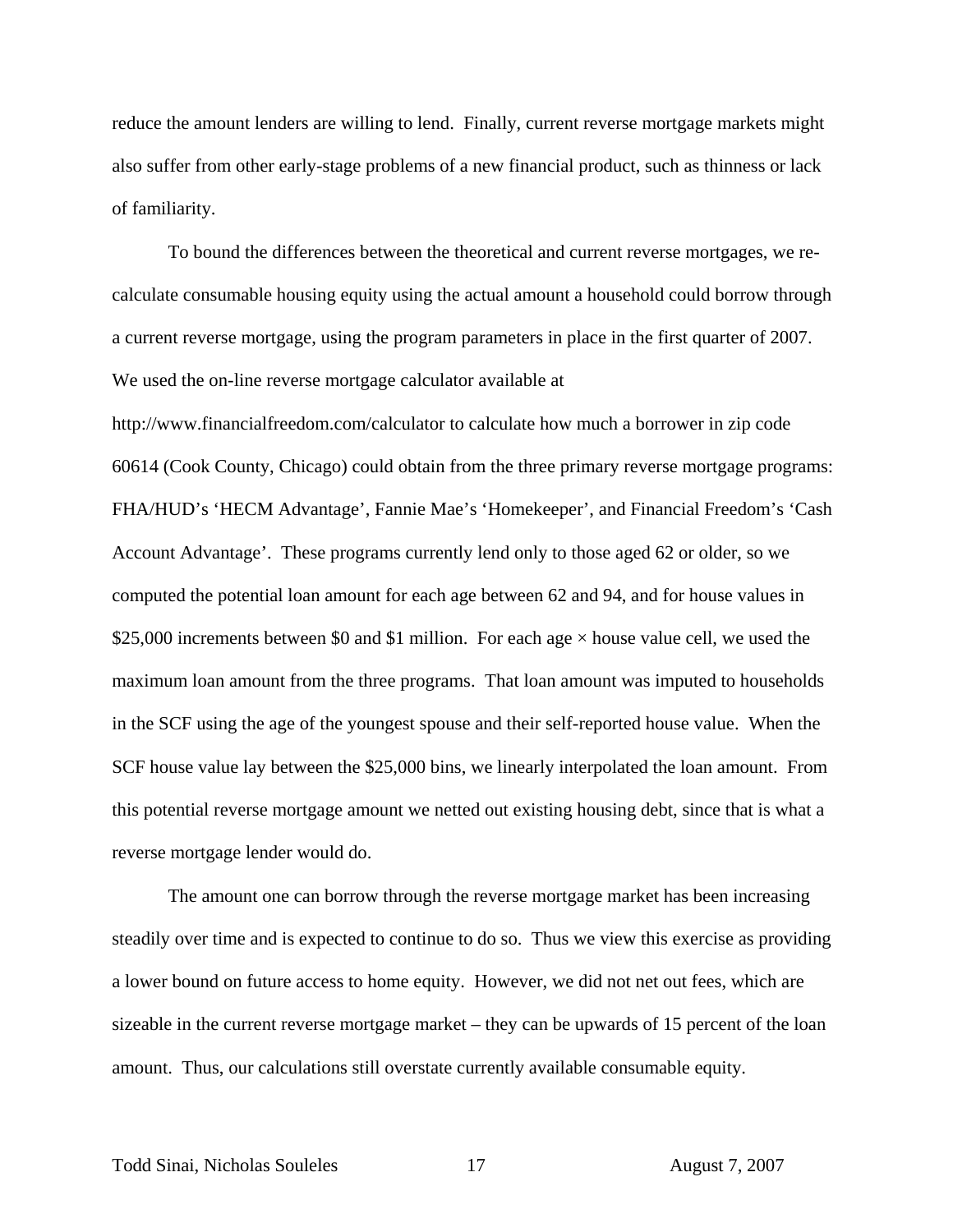reduce the amount lenders are willing to lend. Finally, current reverse mortgage markets might also suffer from other early-stage problems of a new financial product, such as thinness or lack of familiarity.

To bound the differences between the theoretical and current reverse mortgages, we re-calculate consumable housing equity using the actual amount a household could borrow through a current reverse mortgage, using the program parameters in place in the first quarter of 2007. We used the on-line reverse mortgage calculator available at http://www.financialfreedom.com/calculator to calculate how much a borrower in zip code 60614 (Cook County, Chicago) could obtain from the three primary reverse mortgage programs: FHA/HUD's 'HECM Advantage', Fannie Mae's 'Homekeeper', and Financial Freedom's 'Cash Account Advantage'. These programs currently lend only to those aged 62 or older, so we computed the potential loan amount for each age between 62 and 94, and for house values in \$25,000 increments between \$0 and \$1 million. For each age × house value cell, we used the maximum loan amount from the three programs. That loan amount was imputed to households in the SCF using the age of the youngest spouse and their self-reported house value. When the SCF house value lay between the \$25,000 bins, we linearly interpolated the loan amount. From this potential reverse mortgage amount we netted out existing housing debt, since that is what a reverse mortgage lender would do.

The amount one can borrow through the reverse mortgage market has been increasing steadily over time and is expected to continue to do so. Thus we view this exercise as providing a lower bound on future access to home equity. However, we did not net out fees, which are sizeable in the current reverse mortgage market – they can be upwards of 15 percent of the loan amount. Thus, our calculations still overstate currently available consumable equity.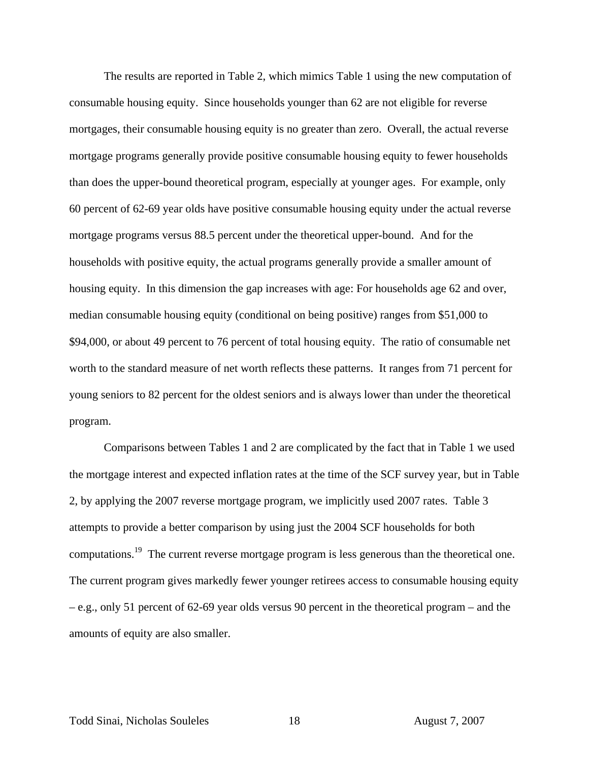The results are reported in Table 2, which mimics Table 1 using the new computation of consumable housing equity. Since households younger than 62 are not eligible for reverse mortgages, their consumable housing equity is no greater than zero. Overall, the actual reverse mortgage programs generally provide positive consumable housing equity to fewer households than does the upper-bound theoretical program, especially at younger ages. For example, only 60 percent of 62-69 year olds have positive consumable housing equity under the actual reverse mortgage programs versus 88.5 percent under the theoretical upper-bound. And for the households with positive equity, the actual programs generally provide a smaller amount of housing equity. In this dimension the gap increases with age: For households age 62 and over, median consumable housing equity (conditional on being positive) ranges from \$51,000 to \$94,000, or about 49 percent to 76 percent of total housing equity. The ratio of consumable net worth to the standard measure of net worth reflects these patterns. It ranges from 71 percent for young seniors to 82 percent for the oldest seniors and is always lower than under the theoretical program.

Comparisons between Tables 1 and 2 are complicated by the fact that in Table 1 we used the mortgage interest and expected inflation rates at the time of the SCF survey year, but in Table 2, by applying the 2007 reverse mortgage program, we implicitly used 2007 rates. Table 3 attempts to provide a better comparison by using just the 2004 SCF households for both computations.[19] The current reverse mortgage program is less generous than the theoretical one. The current program gives markedly fewer younger retirees access to consumable housing equity – e.g., only 51 percent of 62-69 year olds versus 90 percent in the theoretical program – and the amounts of equity are also smaller.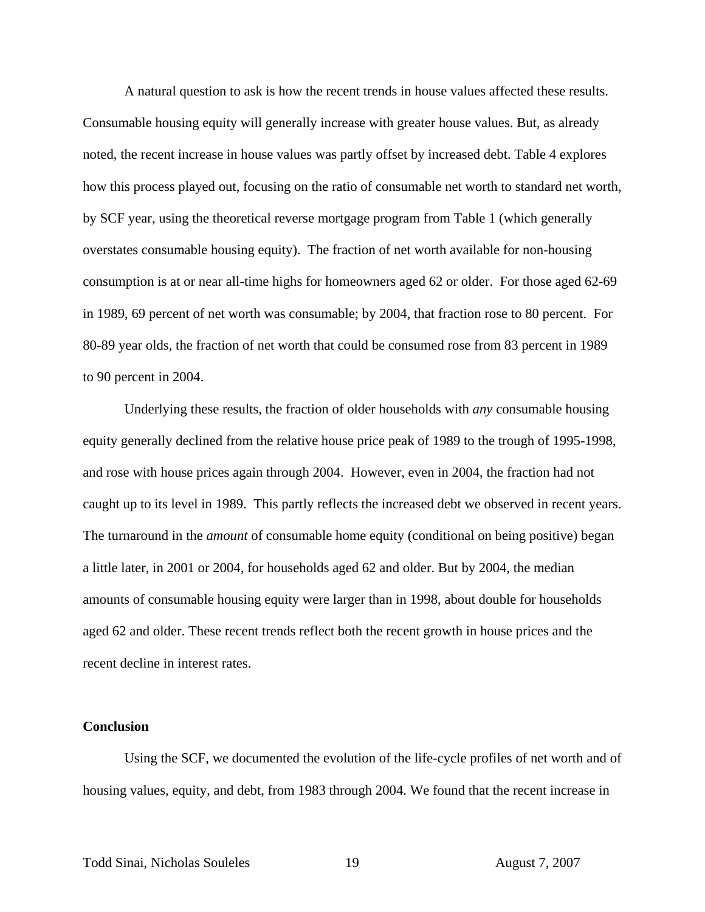A natural question to ask is how the recent trends in house values affected these results. Consumable housing equity will generally increase with greater house values. But, as already noted, the recent increase in house values was partly offset by increased debt. Table 4 explores how this process played out, focusing on the ratio of consumable net worth to standard net worth, by SCF year, using the theoretical reverse mortgage program from Table 1 (which generally overstates consumable housing equity). The fraction of net worth available for non-housing consumption is at or near all-time highs for homeowners aged 62 or older. For those aged 62-69 in 1989, 69 percent of net worth was consumable; by 2004, that fraction rose to 80 percent. For 80-89 year olds, the fraction of net worth that could be consumed rose from 83 percent in 1989 to 90 percent in 2004.

Underlying these results, the fraction of older households with *any* consumable housing equity generally declined from the relative house price peak of 1989 to the trough of 1995-1998, and rose with house prices again through 2004. However, even in 2004, the fraction had not caught up to its level in 1989. This partly reflects the increased debt we observed in recent years. The turnaround in the *amount* of consumable home equity (conditional on being positive) began a little later, in 2001 or 2004, for households aged 62 and older. But by 2004, the median amounts of consumable housing equity were larger than in 1998, about double for households aged 62 and older. These recent trends reflect both the recent growth in house prices and the recent decline in interest rates.

**Conclusion**

Using the SCF, we documented the evolution of the life-cycle profiles of net worth and of housing values, equity, and debt, from 1983 through 2004. We found that the recent increase in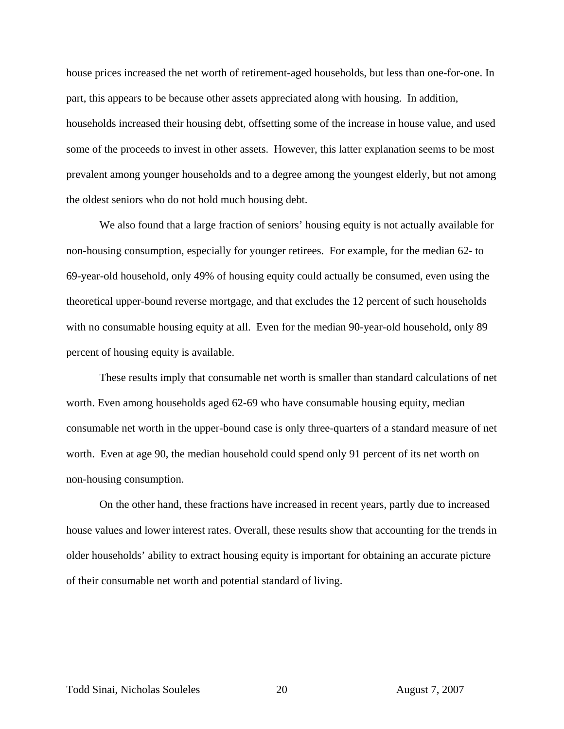house prices increased the net worth of retirement-aged households, but less than one-for-one. In part, this appears to be because other assets appreciated along with housing. In addition, households increased their housing debt, offsetting some of the increase in house value, and used some of the proceeds to invest in other assets. However, this latter explanation seems to be most prevalent among younger households and to a degree among the youngest elderly, but not among the oldest seniors who do not hold much housing debt.

We also found that a large fraction of seniors' housing equity is not actually available for non-housing consumption, especially for younger retirees. For example, for the median 62- to 69-year-old household, only 49% of housing equity could actually be consumed, even using the theoretical upper-bound reverse mortgage, and that excludes the 12 percent of such households with no consumable housing equity at all. Even for the median 90-year-old household, only 89 percent of housing equity is available.

These results imply that consumable net worth is smaller than standard calculations of net worth. Even among households aged 62-69 who have consumable housing equity, median consumable net worth in the upper-bound case is only three-quarters of a standard measure of net worth. Even at age 90, the median household could spend only 91 percent of its net worth on non-housing consumption.

On the other hand, these fractions have increased in recent years, partly due to increased house values and lower interest rates. Overall, these results show that accounting for the trends in older households' ability to extract housing equity is important for obtaining an accurate picture of their consumable net worth and potential standard of living.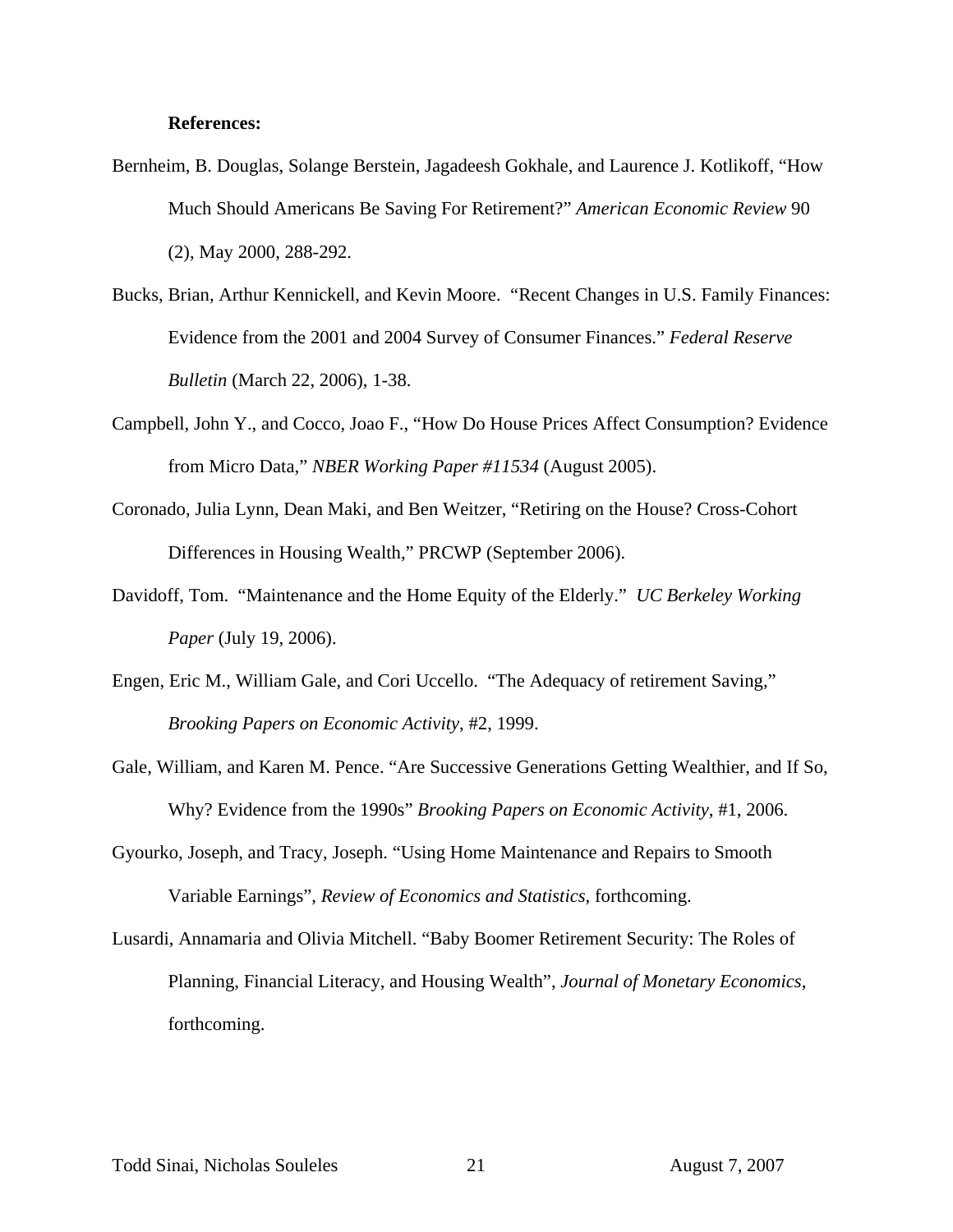**References:**

Bernheim, B. Douglas, Solange Berstein, Jagadeesh Gokhale, and Laurence J. Kotlikoff, "How Much Should Americans Be Saving For Retirement?" *American Economic Review* 90 (2), May 2000, 288-292.

Bucks, Brian, Arthur Kennickell, and Kevin Moore. "Recent Changes in U.S. Family Finances: Evidence from the 2001 and 2004 Survey of Consumer Finances." *Federal Reserve Bulletin* (March 22, 2006), 1-38.

Campbell, John Y., and Cocco, Joao F., "How Do House Prices Affect Consumption? Evidence from Micro Data," *NBER Working Paper #11534* (August 2005).

Coronado, Julia Lynn, Dean Maki, and Ben Weitzer, "Retiring on the House? Cross-Cohort Differences in Housing Wealth," PRCWP (September 2006).

Davidoff, Tom. "Maintenance and the Home Equity of the Elderly." *UC Berkeley Working Paper* (July 19, 2006).

Engen, Eric M., William Gale, and Cori Uccello. "The Adequacy of retirement Saving," *Brooking Papers on Economic Activity*, #2, 1999.

Gale, William, and Karen M. Pence. "Are Successive Generations Getting Wealthier, and If So, Why? Evidence from the 1990s" *Brooking Papers on Economic Activity*, #1, 2006.

Gyourko, Joseph, and Tracy, Joseph. "Using Home Maintenance and Repairs to Smooth Variable Earnings", *Review of Economics and Statistics*, forthcoming.

Lusardi, Annamaria and Olivia Mitchell. "Baby Boomer Retirement Security: The Roles of Planning, Financial Literacy, and Housing Wealth", *Journal of Monetary Economics*, forthcoming.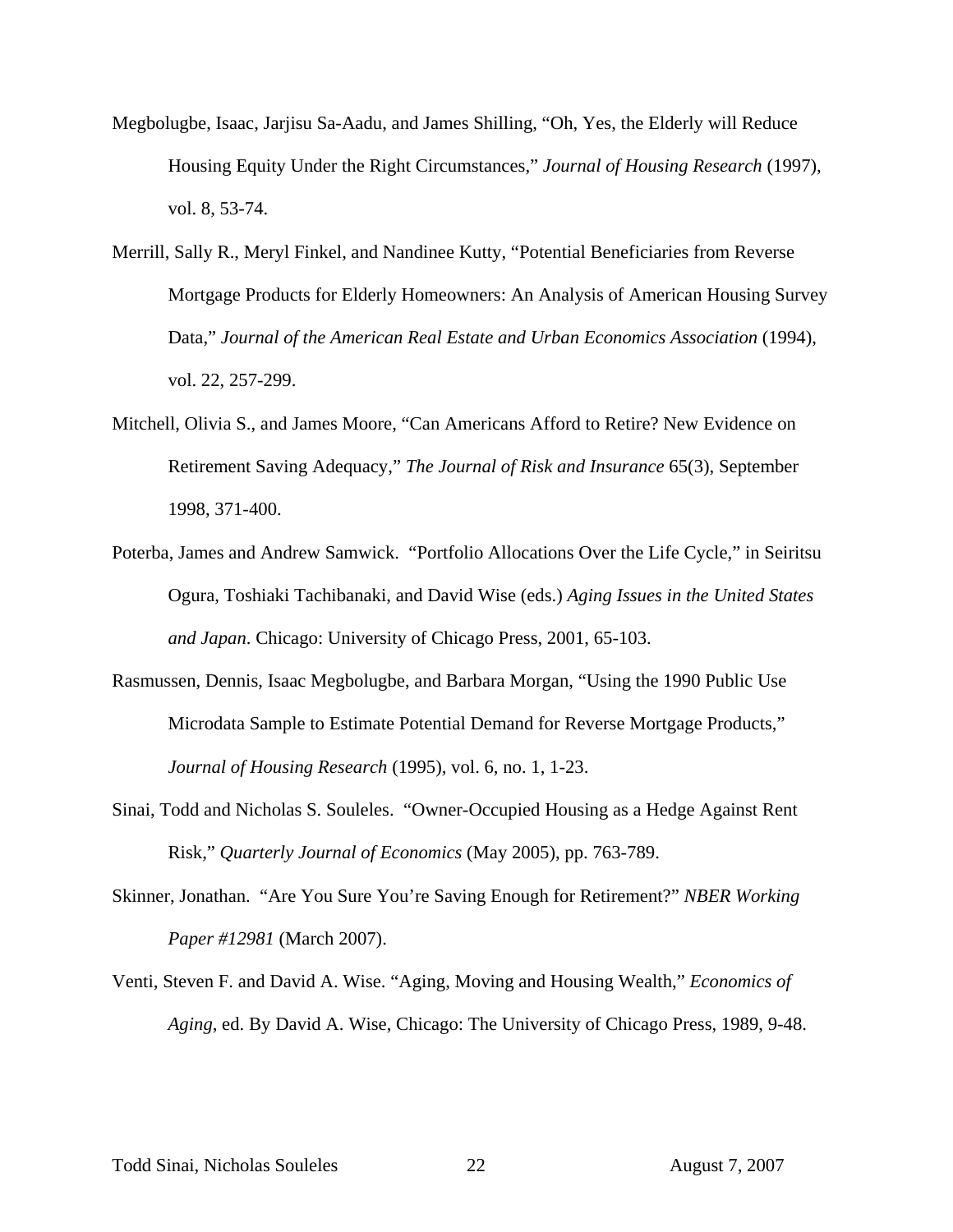Megbolugbe, Isaac, Jarjisu Sa-Aadu, and James Shilling, "Oh, Yes, the Elderly will Reduce Housing Equity Under the Right Circumstances," *Journal of Housing Research* (1997), vol. 8, 53-74.

Merrill, Sally R., Meryl Finkel, and Nandinee Kutty, "Potential Beneficiaries from Reverse Mortgage Products for Elderly Homeowners: An Analysis of American Housing Survey Data," *Journal of the American Real Estate and Urban Economics Association* (1994), vol. 22, 257-299.

Mitchell, Olivia S., and James Moore, "Can Americans Afford to Retire? New Evidence on Retirement Saving Adequacy," *The Journal of Risk and Insurance* 65(3), September 1998, 371-400.

Poterba, James and Andrew Samwick. "Portfolio Allocations Over the Life Cycle," in Seiritsu Ogura, Toshiaki Tachibanaki, and David Wise (eds.) *Aging Issues in the United States and Japan*. Chicago: University of Chicago Press, 2001, 65-103.

Rasmussen, Dennis, Isaac Megbolugbe, and Barbara Morgan, "Using the 1990 Public Use Microdata Sample to Estimate Potential Demand for Reverse Mortgage Products," *Journal of Housing Research* (1995), vol. 6, no. 1, 1-23.

Sinai, Todd and Nicholas S. Souleles. "Owner-Occupied Housing as a Hedge Against Rent Risk," *Quarterly Journal of Economics* (May 2005), pp. 763-789.

Skinner, Jonathan. "Are You Sure You're Saving Enough for Retirement?" *NBER Working Paper #12981* (March 2007).

Venti, Steven F. and David A. Wise. "Aging, Moving and Housing Wealth," *Economics of Aging*, ed. By David A. Wise, Chicago: The University of Chicago Press, 1989, 9-48.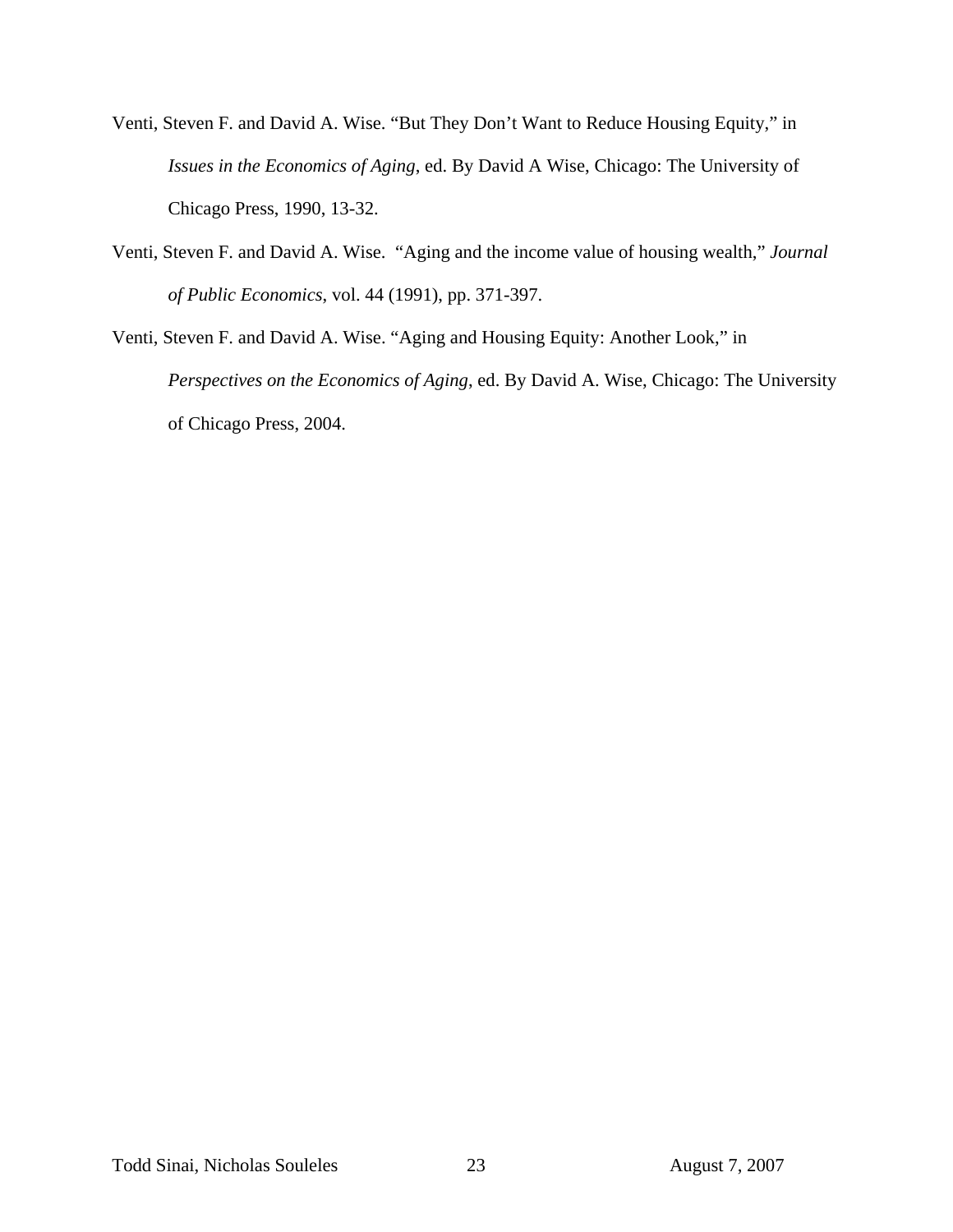Venti, Steven F. and David A. Wise. "But They Don't Want to Reduce Housing Equity," in *Issues in the Economics of Aging*, ed. By David A Wise, Chicago: The University of Chicago Press, 1990, 13-32.

Venti, Steven F. and David A. Wise. "Aging and the income value of housing wealth," *Journal of Public Economics*, vol. 44 (1991), pp. 371-397.

Venti, Steven F. and David A. Wise. "Aging and Housing Equity: Another Look," in *Perspectives on the Economics of Aging*, ed. By David A. Wise, Chicago: The University of Chicago Press, 2004.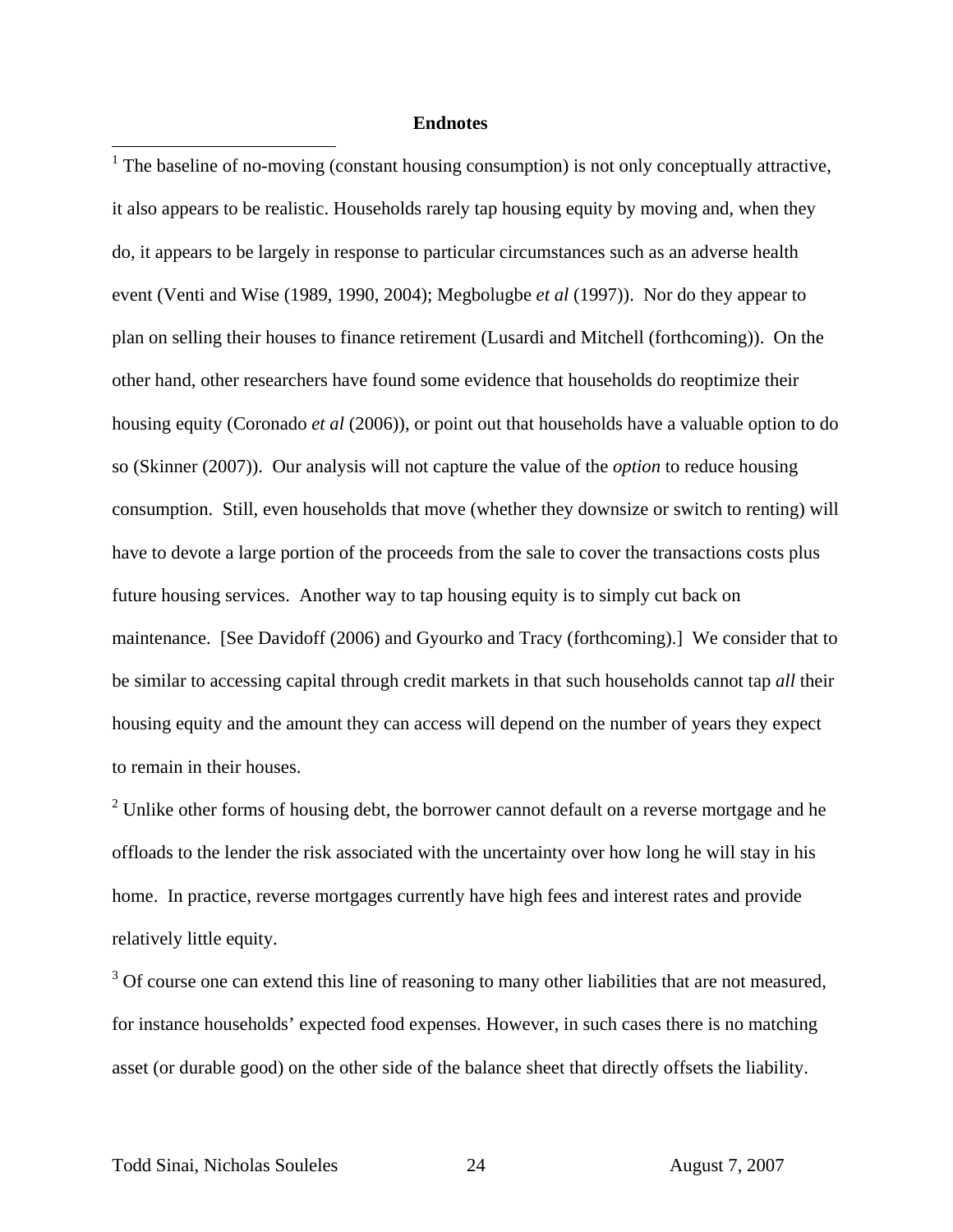**Endnotes**

[1] The baseline of no-moving (constant housing consumption) is not only conceptually attractive, it also appears to be realistic. Households rarely tap housing equity by moving and, when they do, it appears to be largely in response to particular circumstances such as an adverse health event (Venti and Wise (1989, 1990, 2004); Megbolugbe *et al* (1997)). Nor do they appear to plan on selling their houses to finance retirement (Lusardi and Mitchell (forthcoming)). On the other hand, other researchers have found some evidence that households do reoptimize their housing equity (Coronado *et al* (2006)), or point out that households have a valuable option to do so (Skinner (2007)). Our analysis will not capture the value of the *option* to reduce housing consumption. Still, even households that move (whether they downsize or switch to renting) will have to devote a large portion of the proceeds from the sale to cover the transactions costs plus future housing services. Another way to tap housing equity is to simply cut back on maintenance. [See Davidoff (2006) and Gyourko and Tracy (forthcoming).] We consider that to be similar to accessing capital through credit markets in that such households cannot tap *all* their housing equity and the amount they can access will depend on the number of years they expect to remain in their houses.

[2] Unlike other forms of housing debt, the borrower cannot default on a reverse mortgage and he offloads to the lender the risk associated with the uncertainty over how long he will stay in his home. In practice, reverse mortgages currently have high fees and interest rates and provide relatively little equity.

[3] Of course one can extend this line of reasoning to many other liabilities that are not measured, for instance households' expected food expenses. However, in such cases there is no matching asset (or durable good) on the other side of the balance sheet that directly offsets the liability.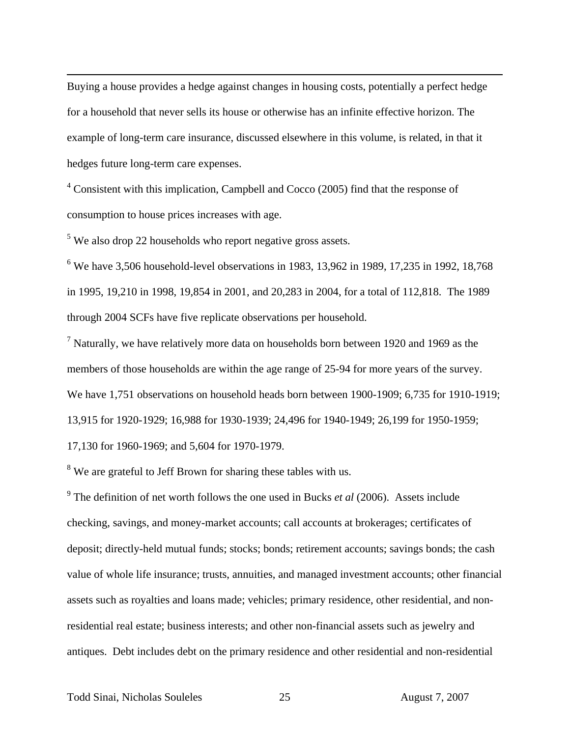Buying a house provides a hedge against changes in housing costs, potentially a perfect hedge for a household that never sells its house or otherwise has an infinite effective horizon. The example of long-term care insurance, discussed elsewhere in this volume, is related, in that it hedges future long-term care expenses.

[4] Consistent with this implication, Campbell and Cocco (2005) find that the response of consumption to house prices increases with age.

[5] We also drop 22 households who report negative gross assets.

[6] We have 3,506 household-level observations in 1983, 13,962 in 1989, 17,235 in 1992, 18,768 in 1995, 19,210 in 1998, 19,854 in 2001, and 20,283 in 2004, for a total of 112,818. The 1989 through 2004 SCFs have five replicate observations per household.

[7] Naturally, we have relatively more data on households born between 1920 and 1969 as the members of those households are within the age range of 25-94 for more years of the survey. We have 1,751 observations on household heads born between 1900-1909; 6,735 for 1910-1919; 13,915 for 1920-1929; 16,988 for 1930-1939; 24,496 for 1940-1949; 26,199 for 1950-1959; 17,130 for 1960-1969; and 5,604 for 1970-1979.

[8] We are grateful to Jeff Brown for sharing these tables with us.

[9] The definition of net worth follows the one used in Bucks *et al* (2006). Assets include checking, savings, and money-market accounts; call accounts at brokerages; certificates of deposit; directly-held mutual funds; stocks; bonds; retirement accounts; savings bonds; the cash value of whole life insurance; trusts, annuities, and managed investment accounts; other financial assets such as royalties and loans made; vehicles; primary residence, other residential, and non-residential real estate; business interests; and other non-financial assets such as jewelry and antiques. Debt includes debt on the primary residence and other residential and non-residential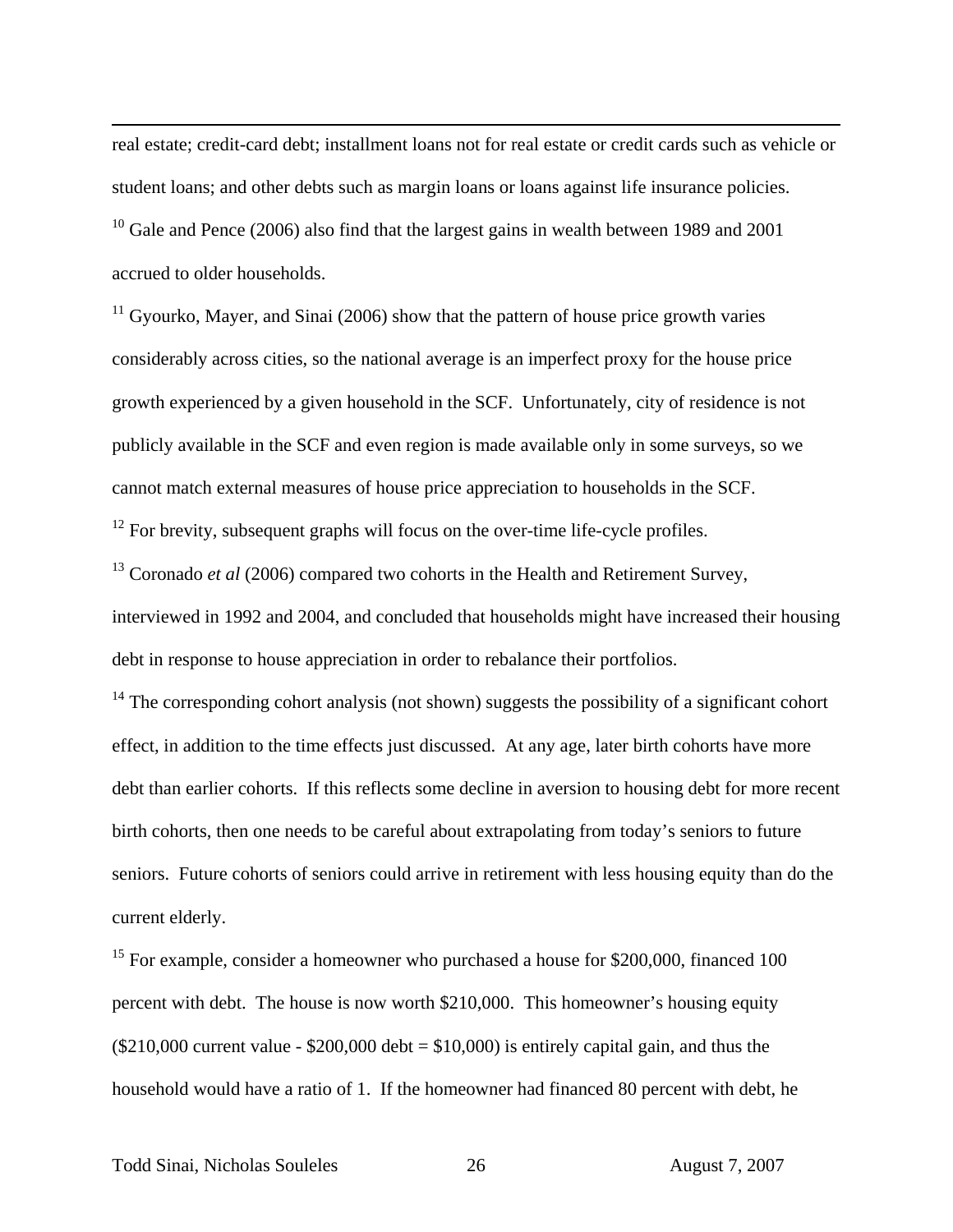real estate; credit-card debt; installment loans not for real estate or credit cards such as vehicle or student loans; and other debts such as margin loans or loans against life insurance policies.

[10] Gale and Pence (2006) also find that the largest gains in wealth between 1989 and 2001 accrued to older households.

[11] Gyourko, Mayer, and Sinai (2006) show that the pattern of house price growth varies considerably across cities, so the national average is an imperfect proxy for the house price growth experienced by a given household in the SCF. Unfortunately, city of residence is not publicly available in the SCF and even region is made available only in some surveys, so we cannot match external measures of house price appreciation to households in the SCF.

[12] For brevity, subsequent graphs will focus on the over-time life-cycle profiles.

[13] Coronado *et al* (2006) compared two cohorts in the Health and Retirement Survey, interviewed in 1992 and 2004, and concluded that households might have increased their housing debt in response to house appreciation in order to rebalance their portfolios.

[14] The corresponding cohort analysis (not shown) suggests the possibility of a significant cohort effect, in addition to the time effects just discussed. At any age, later birth cohorts have more debt than earlier cohorts. If this reflects some decline in aversion to housing debt for more recent birth cohorts, then one needs to be careful about extrapolating from today's seniors to future seniors. Future cohorts of seniors could arrive in retirement with less housing equity than do the current elderly.

[15] For example, consider a homeowner who purchased a house for $200,000, financed 100 percent with debt. The house is now worth $210,000. This homeowner's housing equity ($210,000 current value - $200,000 debt = $10,000) is entirely capital gain, and thus the household would have a ratio of 1. If the homeowner had financed 80 percent with debt, he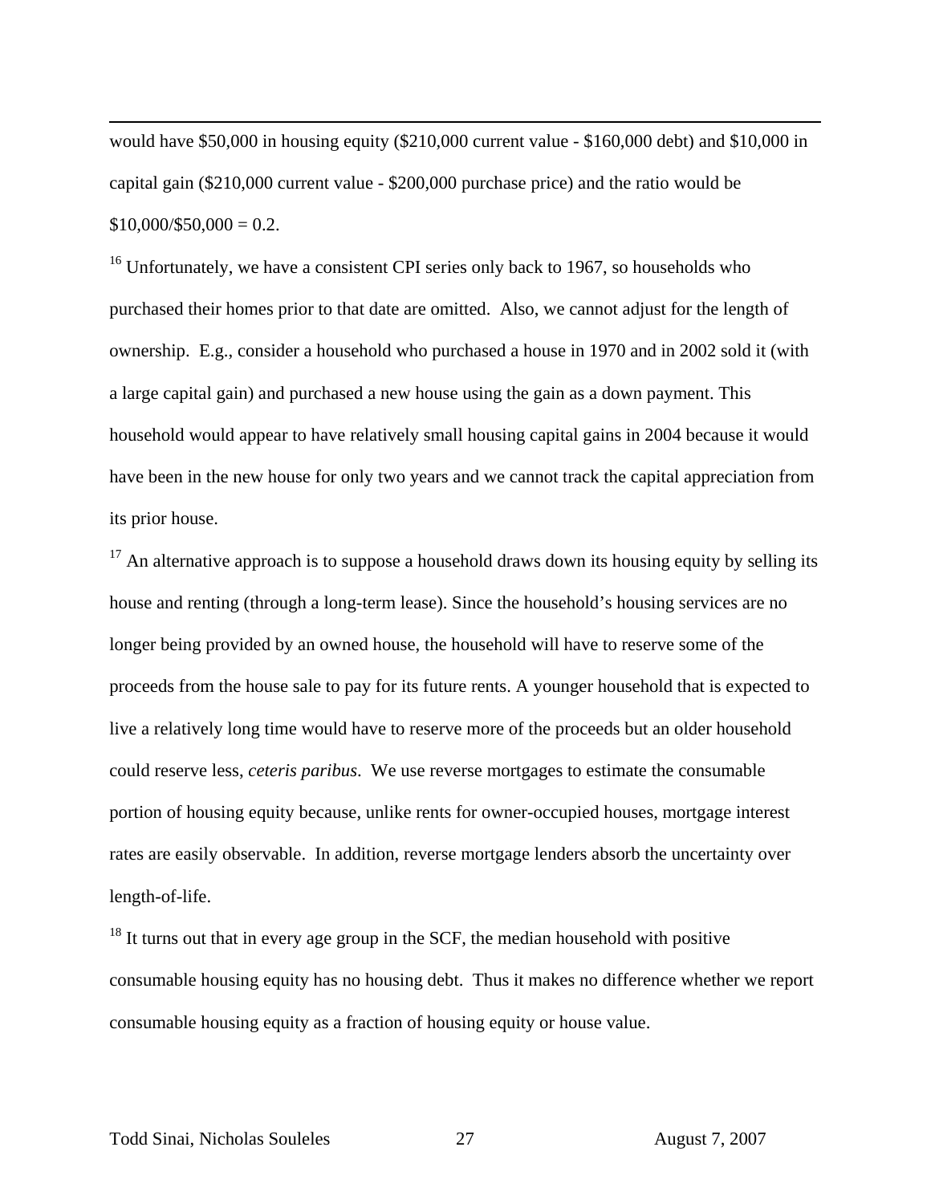would have \$50,000 in housing equity (\$210,000 current value - \$160,000 debt) and \$10,000 in capital gain (\$210,000 current value - \$200,000 purchase price) and the ratio would be \$10,000/\$50,000 = 0.2.

[16] Unfortunately, we have a consistent CPI series only back to 1967, so households who purchased their homes prior to that date are omitted. Also, we cannot adjust for the length of ownership. E.g., consider a household who purchased a house in 1970 and in 2002 sold it (with a large capital gain) and purchased a new house using the gain as a down payment. This household would appear to have relatively small housing capital gains in 2004 because it would have been in the new house for only two years and we cannot track the capital appreciation from its prior house.

[17] An alternative approach is to suppose a household draws down its housing equity by selling its house and renting (through a long-term lease). Since the household's housing services are no longer being provided by an owned house, the household will have to reserve some of the proceeds from the house sale to pay for its future rents. A younger household that is expected to live a relatively long time would have to reserve more of the proceeds but an older household could reserve less, *ceteris paribus*. We use reverse mortgages to estimate the consumable portion of housing equity because, unlike rents for owner-occupied houses, mortgage interest rates are easily observable. In addition, reverse mortgage lenders absorb the uncertainty over length-of-life.

[18] It turns out that in every age group in the SCF, the median household with positive consumable housing equity has no housing debt. Thus it makes no difference whether we report consumable housing equity as a fraction of housing equity or house value.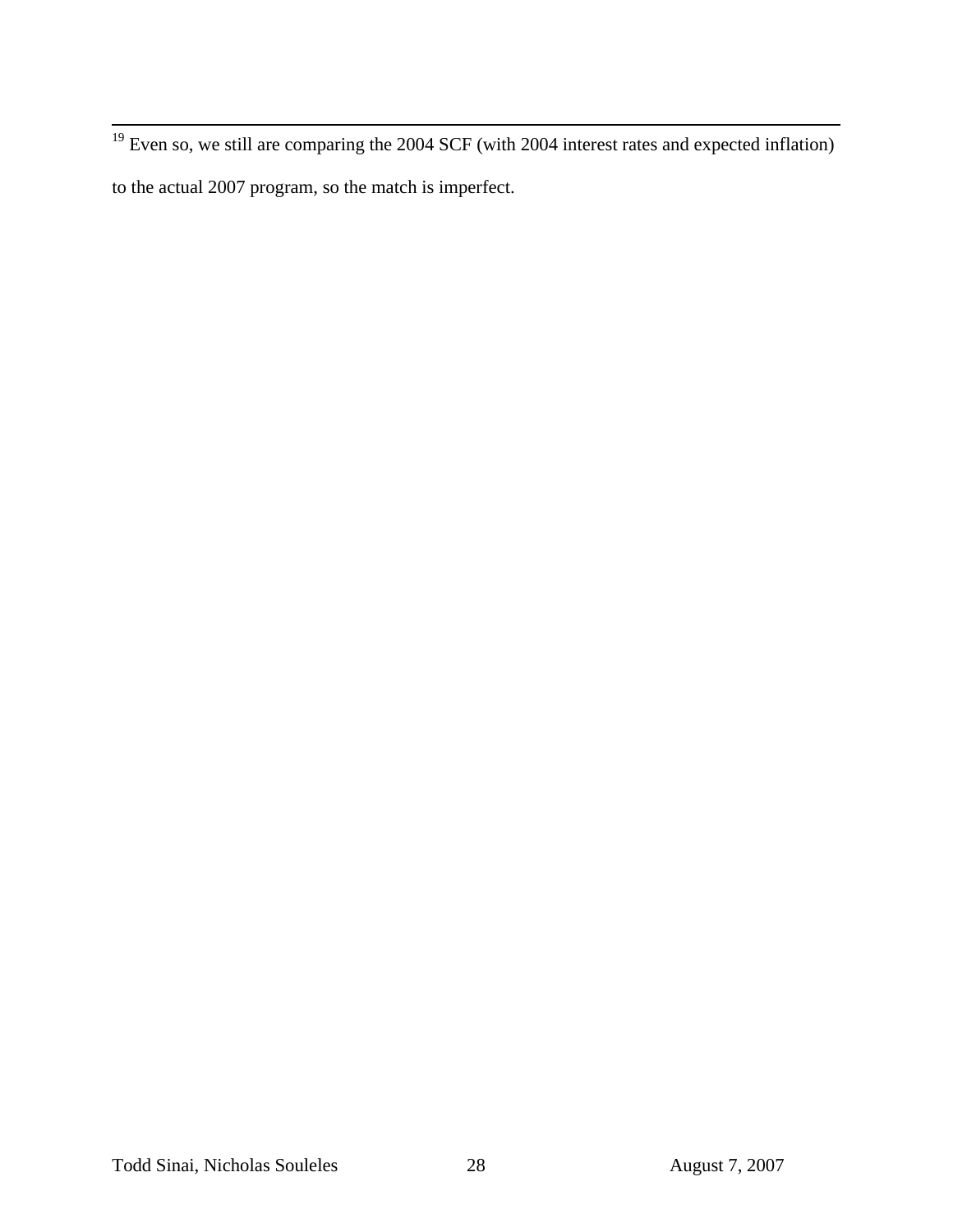[19] Even so, we still are comparing the 2004 SCF (with 2004 interest rates and expected inflation) to the actual 2007 program, so the match is imperfect.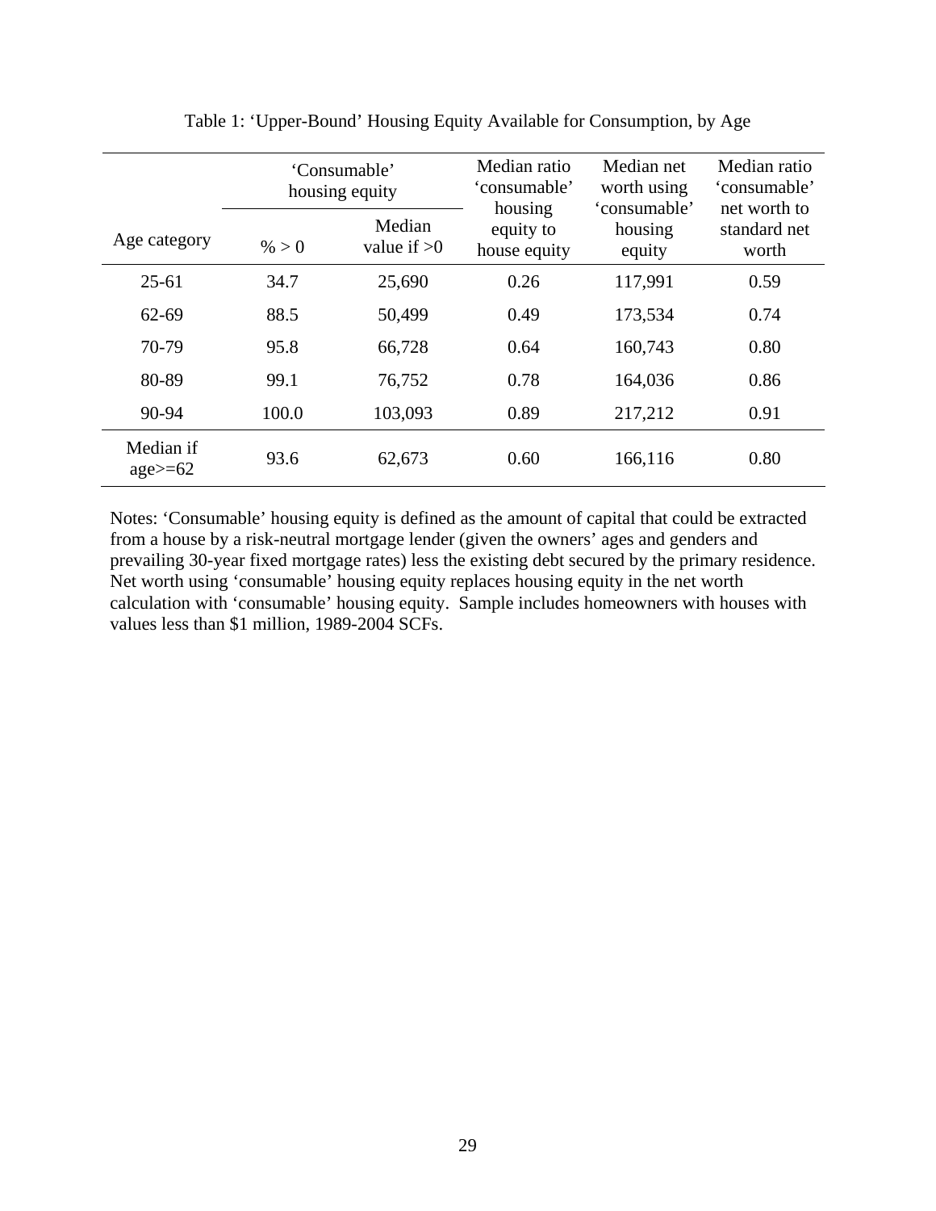Table 1: 'Upper-Bound' Housing Equity Available for Consumption, by Age

| Age category | 'Consumable' housing equity | | Median ratio 'consumable' housing equity to house equity | Median net worth using 'consumable' housing equity | Median ratio 'consumable' net worth to standard net worth |
|---|---|---|---|---|---|
| | % > 0 | Median value if >0 | | | |
| 25-61 | 34.7 | 25,690 | 0.26 | 117,991 | 0.59 |
| 62-69 | 88.5 | 50,499 | 0.49 | 173,534 | 0.74 |
| 70-79 | 95.8 | 66,728 | 0.64 | 160,743 | 0.80 |
| 80-89 | 99.1 | 76,752 | 0.78 | 164,036 | 0.86 |
| 90-94 | 100.0 | 103,093 | 0.89 | 217,212 | 0.91 |
| Median if age>=62 | 93.6 | 62,673 | 0.60 | 166,116 | 0.80 |

Notes: 'Consumable' housing equity is defined as the amount of capital that could be extracted from a house by a risk-neutral mortgage lender (given the owners' ages and genders and prevailing 30-year fixed mortgage rates) less the existing debt secured by the primary residence. Net worth using 'consumable' housing equity replaces housing equity in the net worth calculation with 'consumable' housing equity. Sample includes homeowners with houses with values less than $1 million, 1989-2004 SCFs.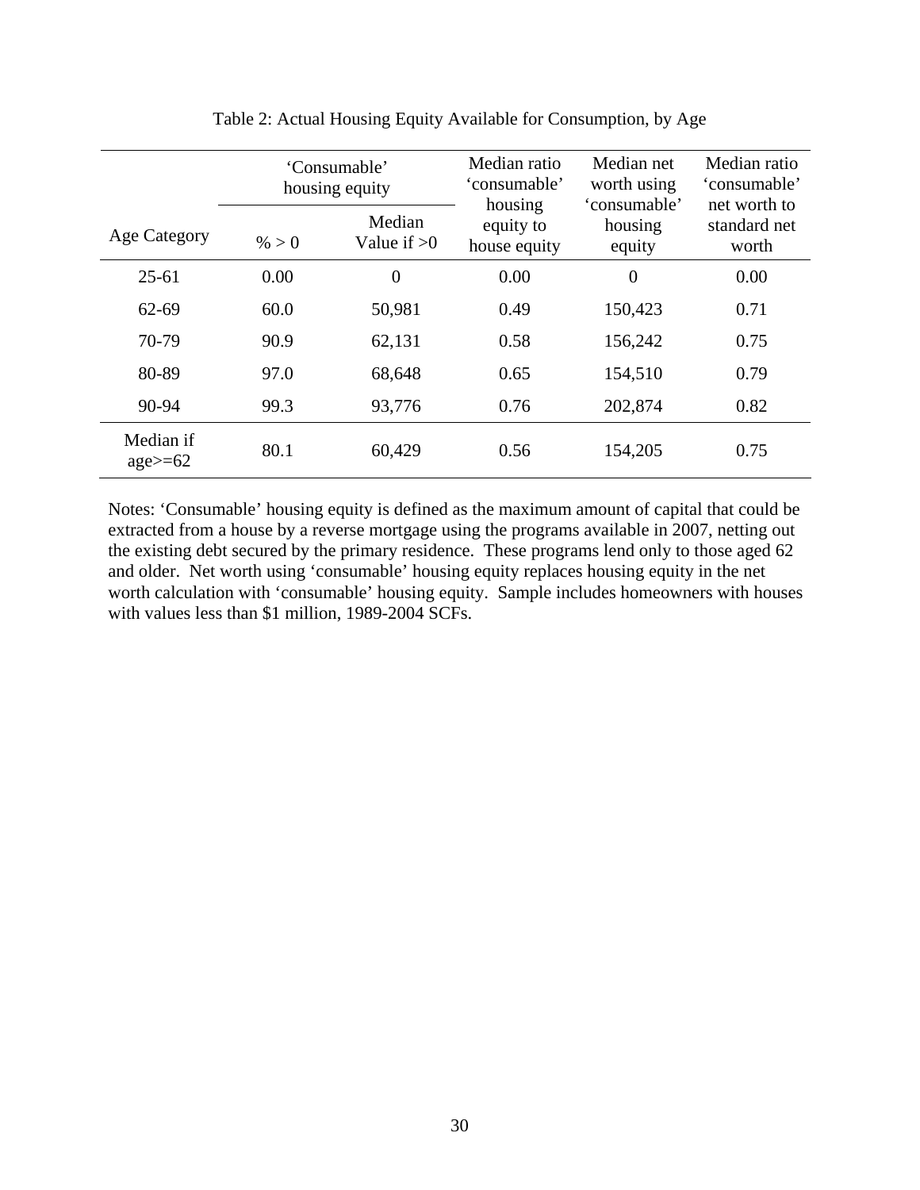Table 2: Actual Housing Equity Available for Consumption, by Age

| Age Category | 'Consumable' housing equity | | Median ratio 'consumable' housing equity to house equity | Median net worth using 'consumable' housing equity | Median ratio 'consumable' net worth to standard net worth |
|---|---|---|---|---|---|
| | % > 0 | Median Value if >0 | | | |
| 25-61 | 0.00 | 0 | 0.00 | 0 | 0.00 |
| 62-69 | 60.0 | 50,981 | 0.49 | 150,423 | 0.71 |
| 70-79 | 90.9 | 62,131 | 0.58 | 156,242 | 0.75 |
| 80-89 | 97.0 | 68,648 | 0.65 | 154,510 | 0.79 |
| 90-94 | 99.3 | 93,776 | 0.76 | 202,874 | 0.82 |
| Median if age>=62 | 80.1 | 60,429 | 0.56 | 154,205 | 0.75 |

Notes: 'Consumable' housing equity is defined as the maximum amount of capital that could be extracted from a house by a reverse mortgage using the programs available in 2007, netting out the existing debt secured by the primary residence. These programs lend only to those aged 62 and older. Net worth using 'consumable' housing equity replaces housing equity in the net worth calculation with 'consumable' housing equity. Sample includes homeowners with houses with values less than $1 million, 1989-2004 SCFs.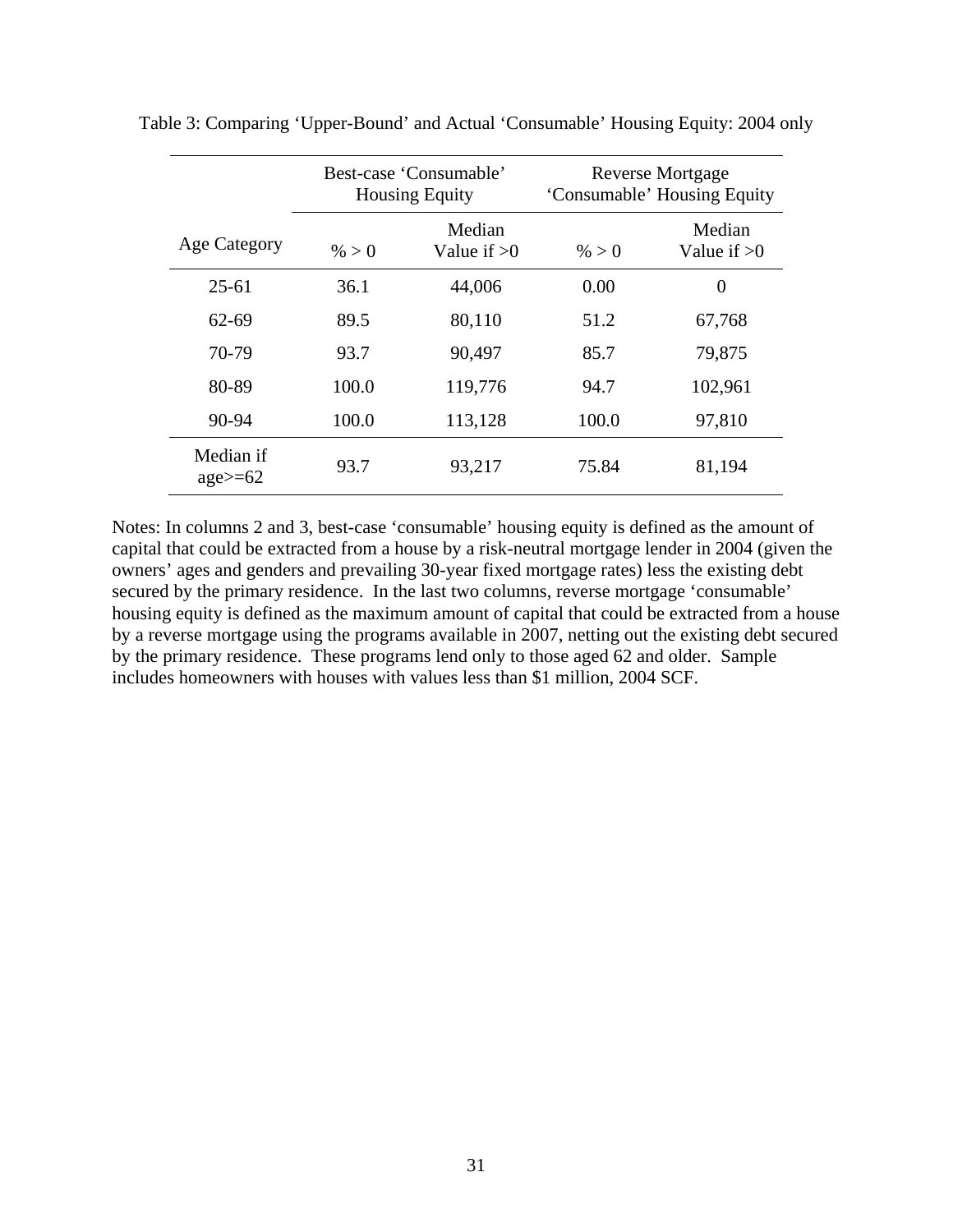Table 3: Comparing 'Upper-Bound' and Actual 'Consumable' Housing Equity: 2004 only

| | Best-case 'Consumable' Housing Equity | | Reverse Mortgage 'Consumable' Housing Equity | |
|---|---|---|---|---|
| Age Category | % > 0 | Median Value if >0 | % > 0 | Median Value if >0 |
| 25-61 | 36.1 | 44,006 | 0.00 | 0 |
| 62-69 | 89.5 | 80,110 | 51.2 | 67,768 |
| 70-79 | 93.7 | 90,497 | 85.7 | 79,875 |
| 80-89 | 100.0 | 119,776 | 94.7 | 102,961 |
| 90-94 | 100.0 | 113,128 | 100.0 | 97,810 |
| Median if age>=62 | 93.7 | 93,217 | 75.84 | 81,194 |

Notes: In columns 2 and 3, best-case 'consumable' housing equity is defined as the amount of capital that could be extracted from a house by a risk-neutral mortgage lender in 2004 (given the owners' ages and genders and prevailing 30-year fixed mortgage rates) less the existing debt secured by the primary residence. In the last two columns, reverse mortgage 'consumable' housing equity is defined as the maximum amount of capital that could be extracted from a house by a reverse mortgage using the programs available in 2007, netting out the existing debt secured by the primary residence. These programs lend only to those aged 62 and older. Sample includes homeowners with houses with values less than $1 million, 2004 SCF.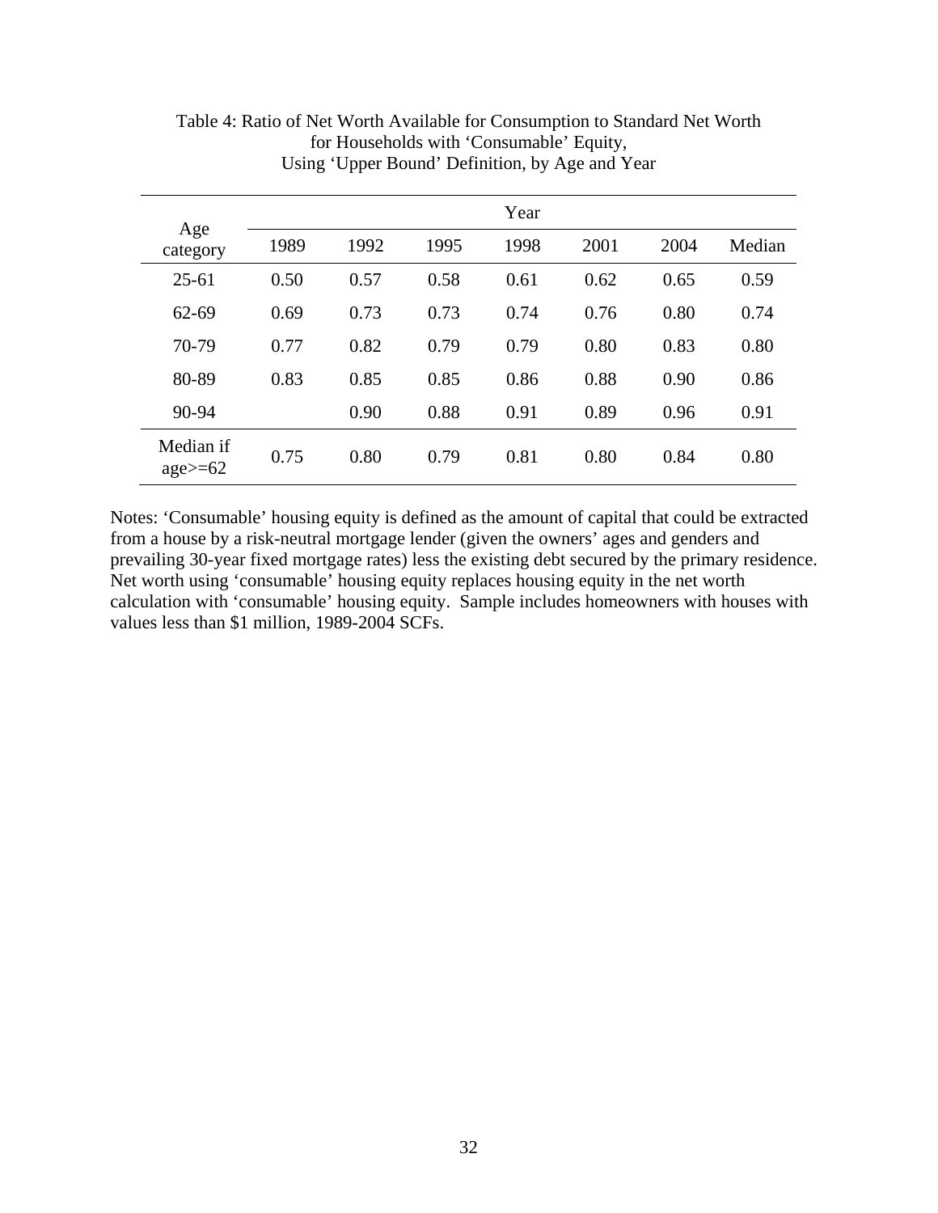Table 4: Ratio of Net Worth Available for Consumption to Standard Net Worth for Households with 'Consumable' Equity, Using 'Upper Bound' Definition, by Age and Year

| Age category | Year | | | | | | |
|---|---|---|---|---|---|---|---|
| | 1989 | 1992 | 1995 | 1998 | 2001 | 2004 | Median |
| 25-61 | 0.50 | 0.57 | 0.58 | 0.61 | 0.62 | 0.65 | 0.59 |
| 62-69 | 0.69 | 0.73 | 0.73 | 0.74 | 0.76 | 0.80 | 0.74 |
| 70-79 | 0.77 | 0.82 | 0.79 | 0.79 | 0.80 | 0.83 | 0.80 |
| 80-89 | 0.83 | 0.85 | 0.85 | 0.86 | 0.88 | 0.90 | 0.86 |
| 90-94 | | 0.90 | 0.88 | 0.91 | 0.89 | 0.96 | 0.91 |
| Median if age>=62 | 0.75 | 0.80 | 0.79 | 0.81 | 0.80 | 0.84 | 0.80 |

Notes: 'Consumable' housing equity is defined as the amount of capital that could be extracted from a house by a risk-neutral mortgage lender (given the owners' ages and genders and prevailing 30-year fixed mortgage rates) less the existing debt secured by the primary residence. Net worth using 'consumable' housing equity replaces housing equity in the net worth calculation with 'consumable' housing equity. Sample includes homeowners with houses with values less than $1 million, 1989-2004 SCFs.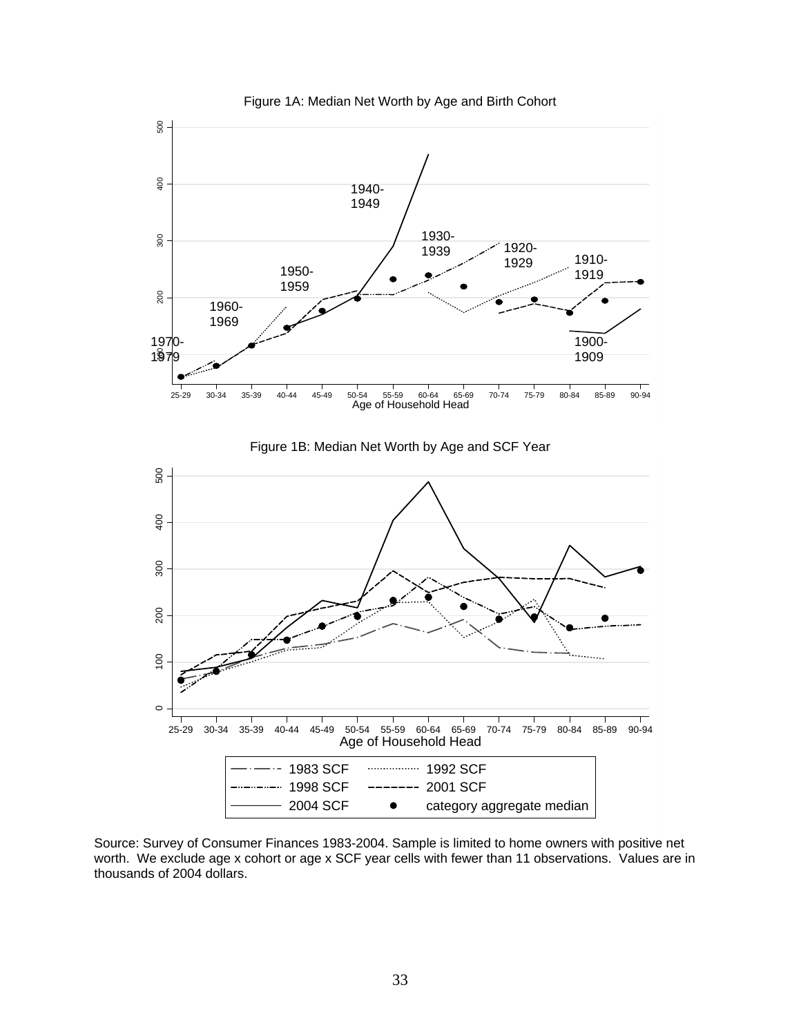Figure 1A: Median Net Worth by Age and Birth Cohort

Figure 1B: Median Net Worth by Age and SCF Year

Source: Survey of Consumer Finances 1983-2004. Sample is limited to home owners with positive net worth. We exclude age x cohort or age x SCF year cells with fewer than 11 observations. Values are in thousands of 2004 dollars.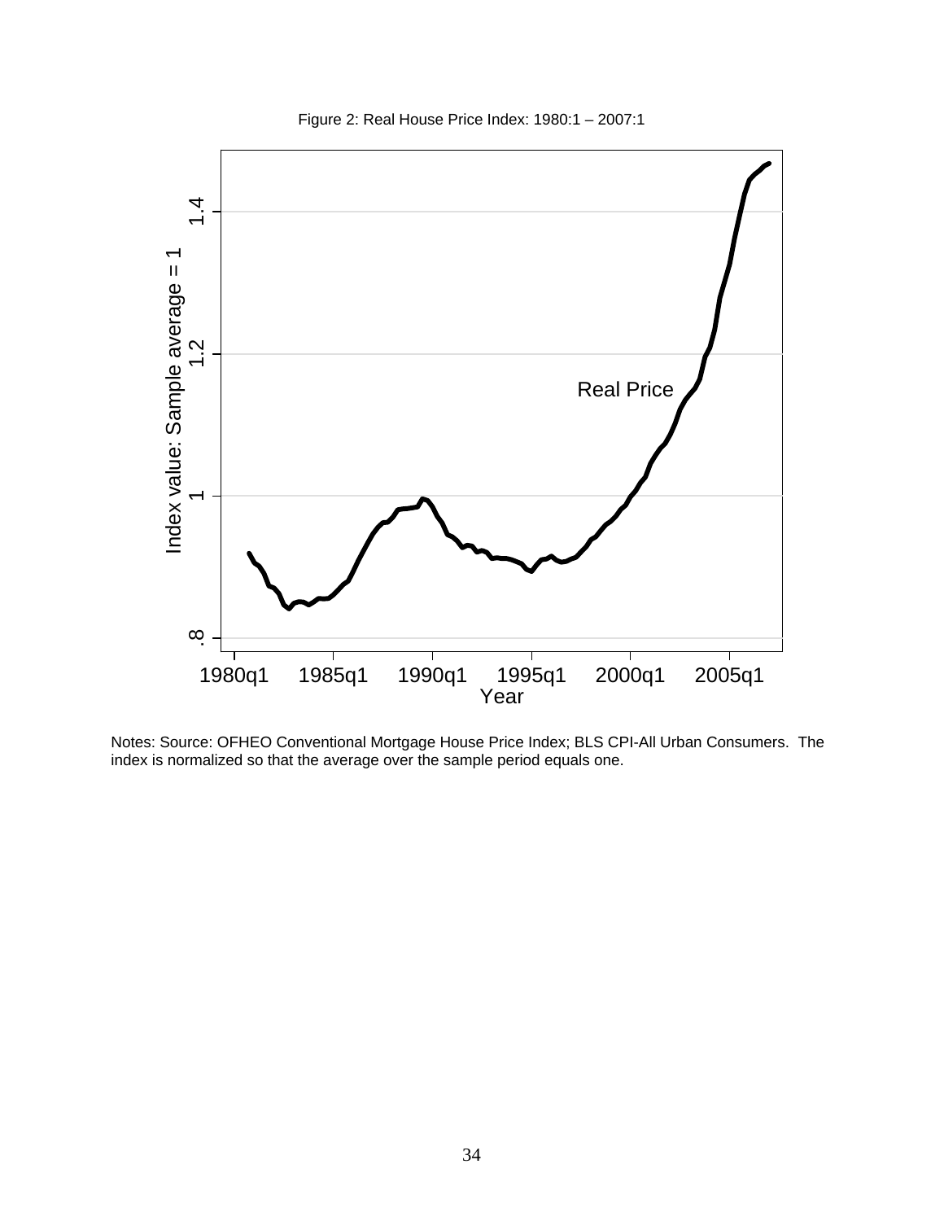Figure 2: Real House Price Index: 1980:1 – 2007:1

Notes: Source: OFHEO Conventional Mortgage House Price Index; BLS CPI-All Urban Consumers. The index is normalized so that the average over the sample period equals one.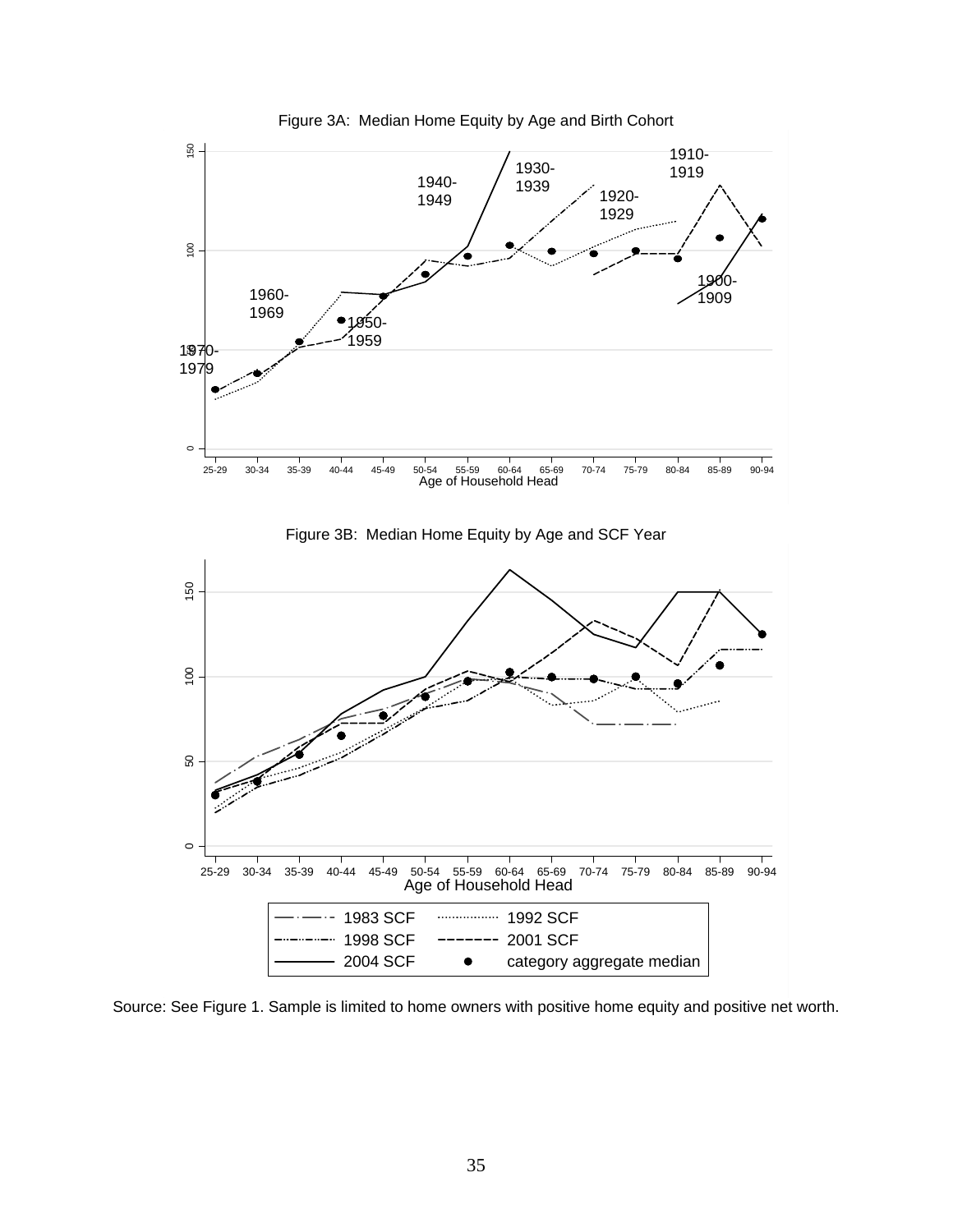Figure 3A: Median Home Equity by Age and Birth Cohort

Figure 3B: Median Home Equity by Age and SCF Year

Source: See Figure 1. Sample is limited to home owners with positive home equity and positive net worth.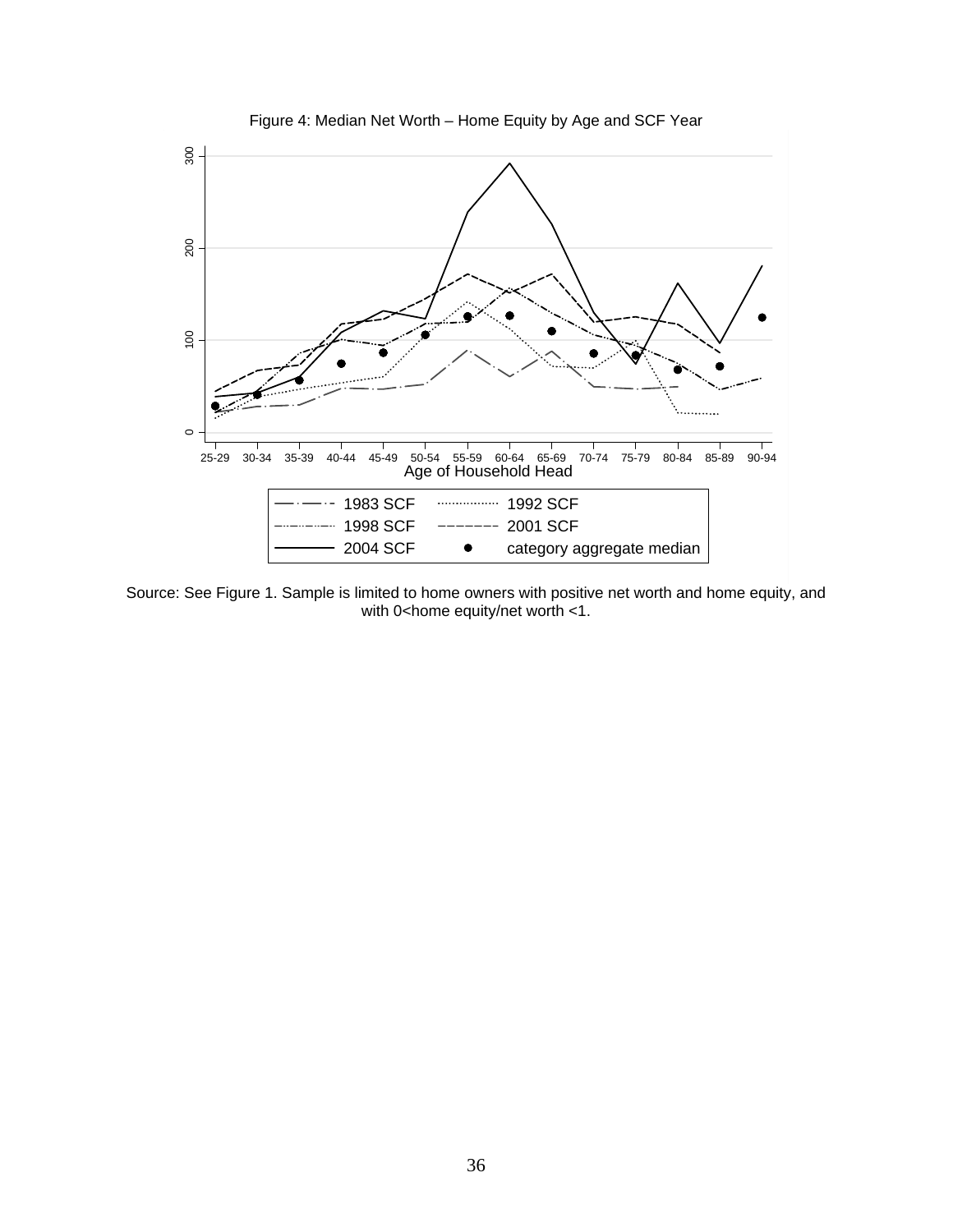Figure 4: Median Net Worth – Home Equity by Age and SCF Year

Source: See Figure 1. Sample is limited to home owners with positive net worth and home equity, and with 0<home equity/net worth <1.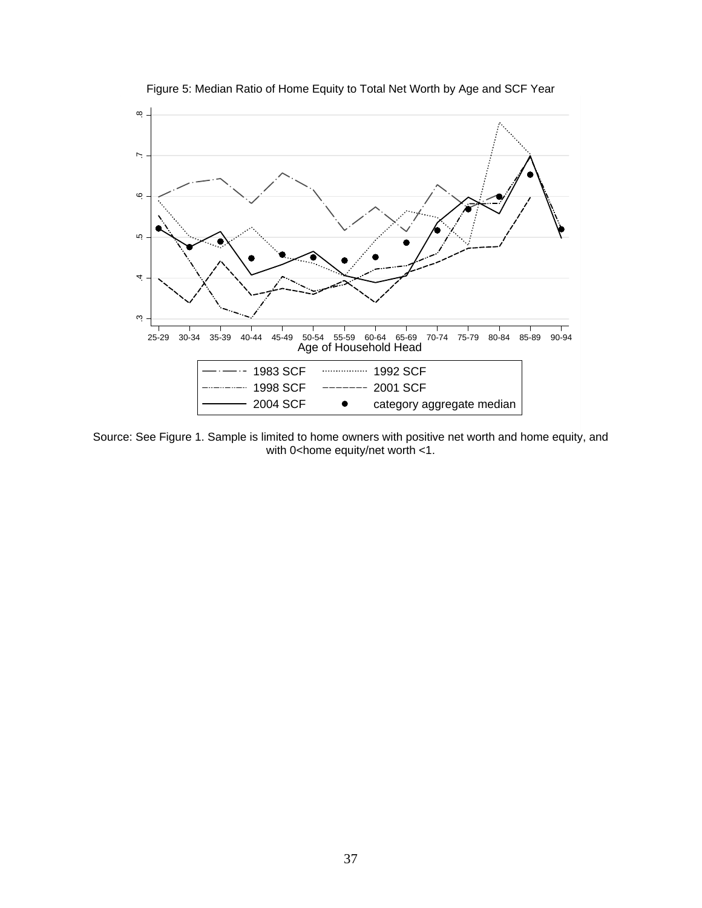Figure 5: Median Ratio of Home Equity to Total Net Worth by Age and SCF Year

Source: See Figure 1. Sample is limited to home owners with positive net worth and home equity, and with 0<home equity/net worth <1.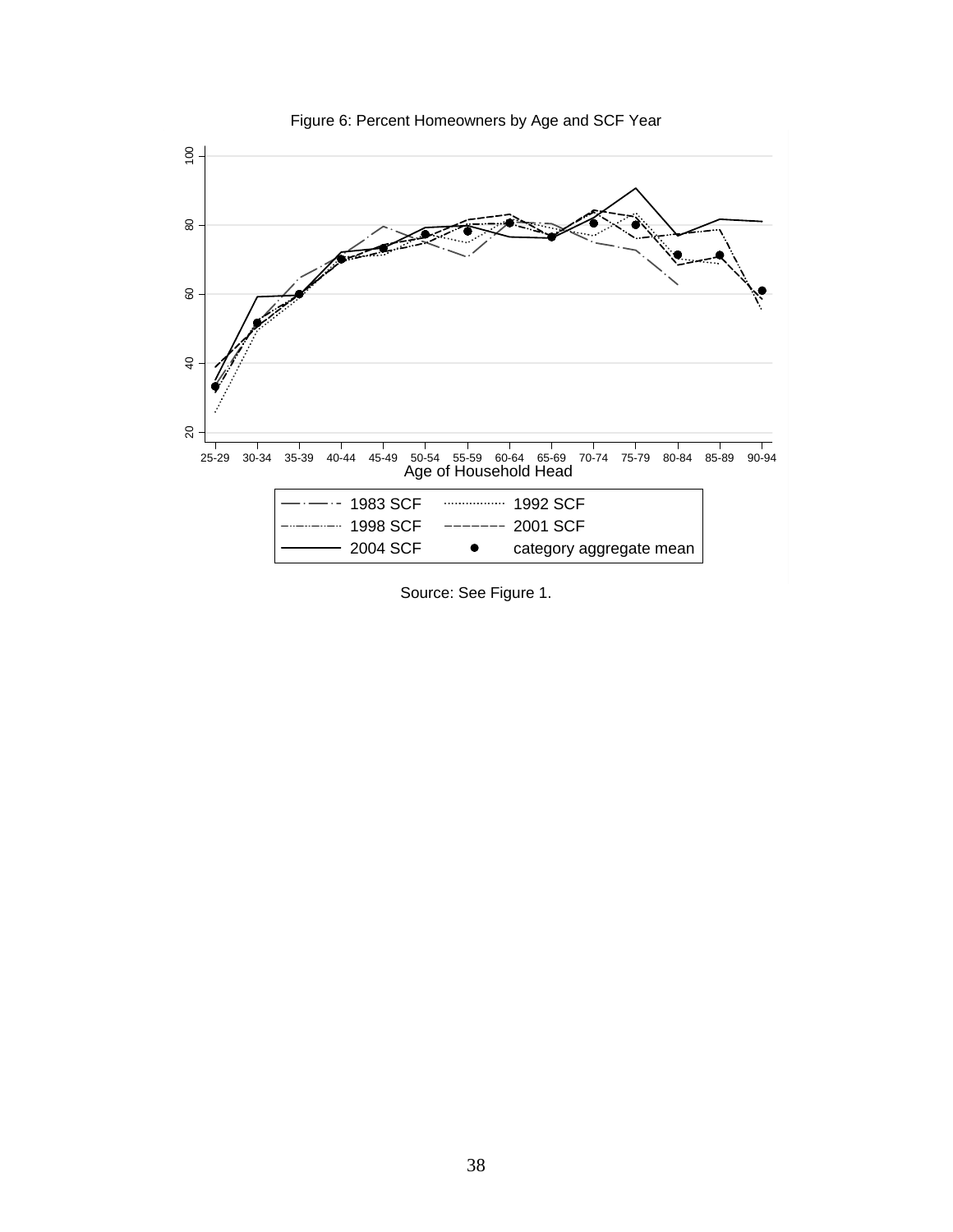Figure 6: Percent Homeowners by Age and SCF Year

Source: See Figure 1.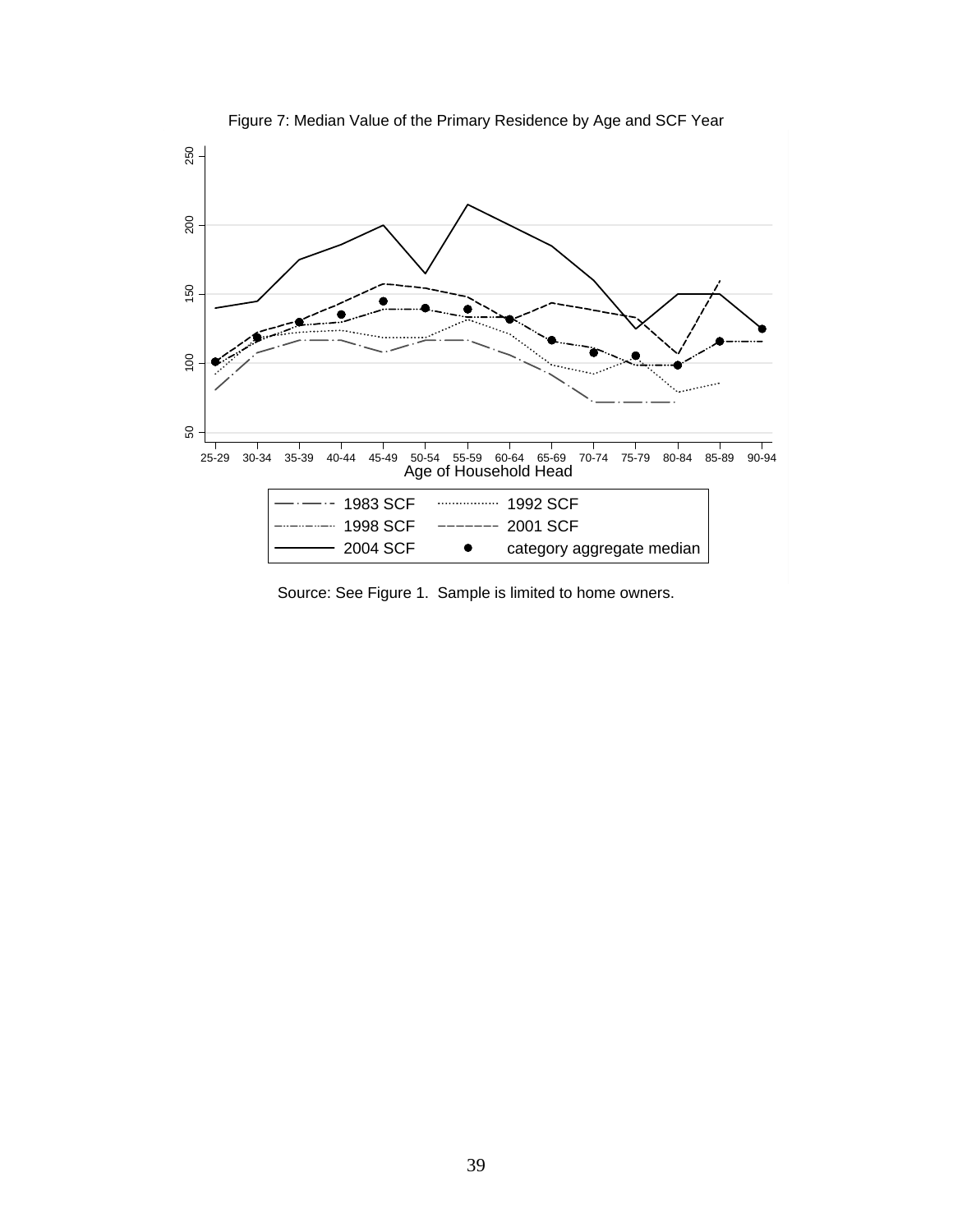Figure 7: Median Value of the Primary Residence by Age and SCF Year

Source: See Figure 1. Sample is limited to home owners.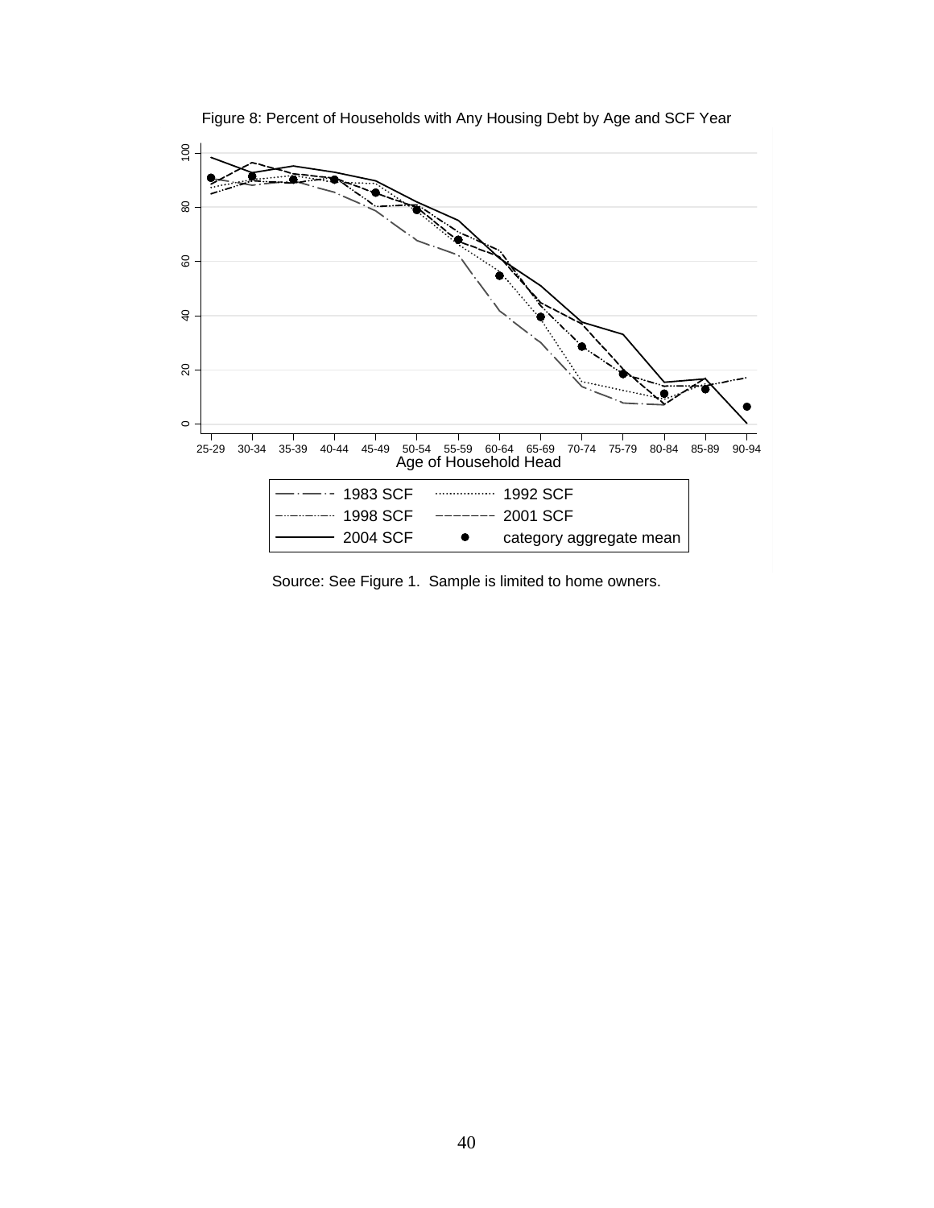Figure 8: Percent of Households with Any Housing Debt by Age and SCF Year

Source: See Figure 1. Sample is limited to home owners.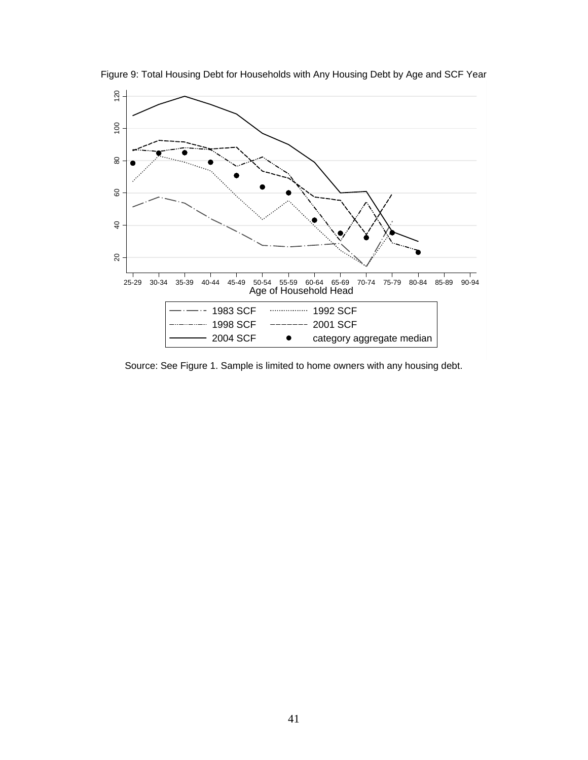Figure 9: Total Housing Debt for Households with Any Housing Debt by Age and SCF Year

Source: See Figure 1. Sample is limited to home owners with any housing debt.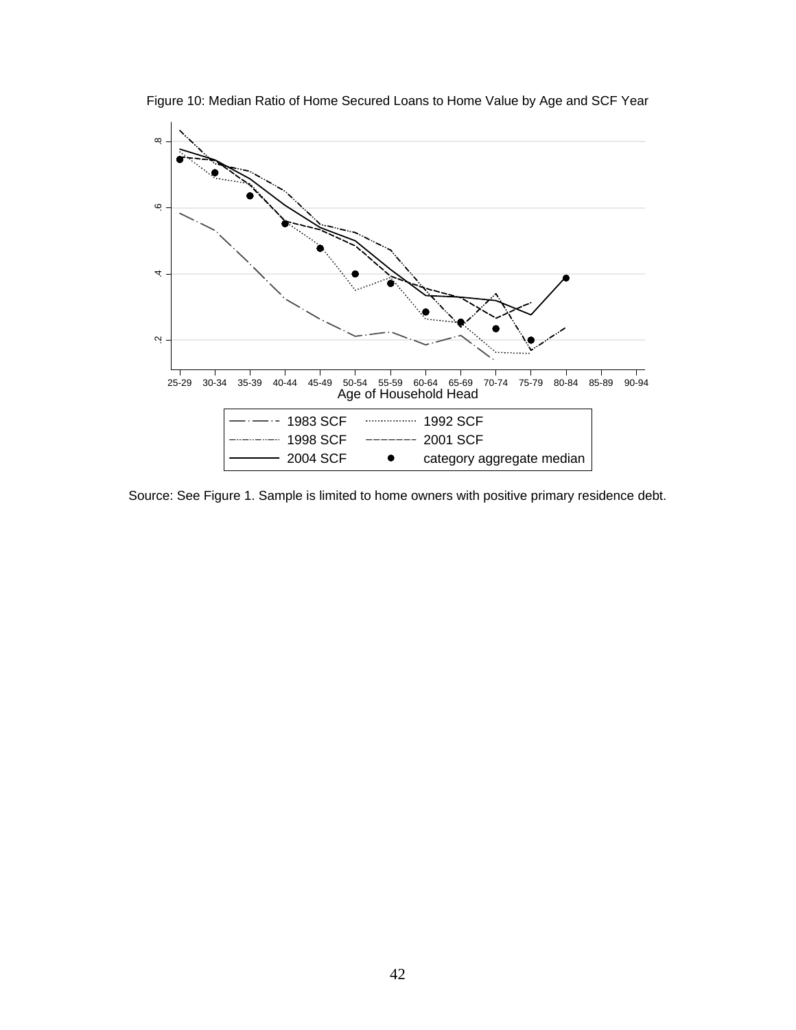Figure 10: Median Ratio of Home Secured Loans to Home Value by Age and SCF Year

Source: See Figure 1. Sample is limited to home owners with positive primary residence debt.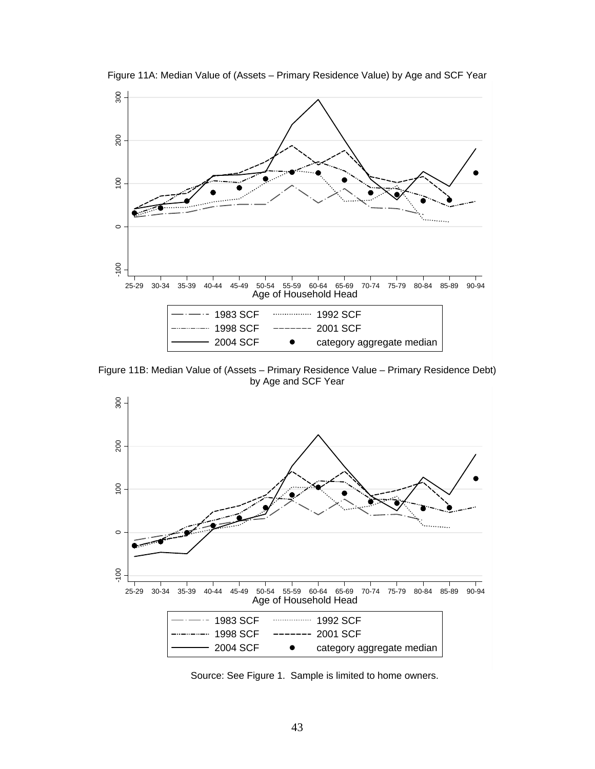Figure 11A: Median Value of (Assets – Primary Residence Value) by Age and SCF Year

Figure 11B: Median Value of (Assets – Primary Residence Value – Primary Residence Debt) by Age and SCF Year

Source: See Figure 1. Sample is limited to home owners.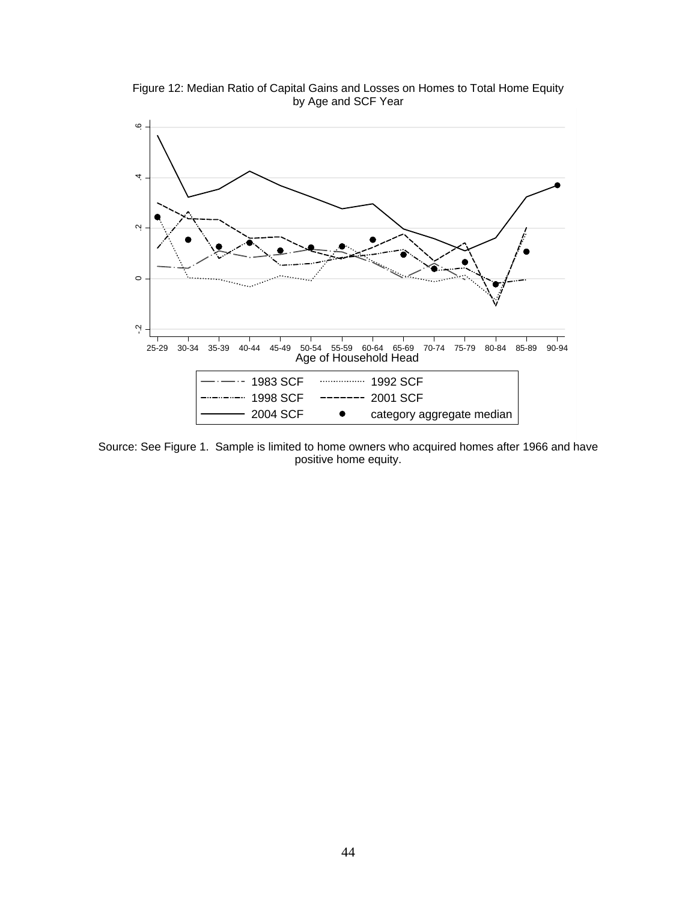Figure 12: Median Ratio of Capital Gains and Losses on Homes to Total Home Equity by Age and SCF Year

.6
.4
.2
0
-.2

25-29 30-34 35-39 40-44 45-49 50-54 55-59 60-64 65-69 70-74 75-79 80-84 85-89 90-94

Age of Household Head

1983 SCF
1992 SCF
1998 SCF
2001 SCF
2004 SCF
category aggregate median

Source: See Figure 1. Sample is limited to home owners who acquired homes after 1966 and have positive home equity.